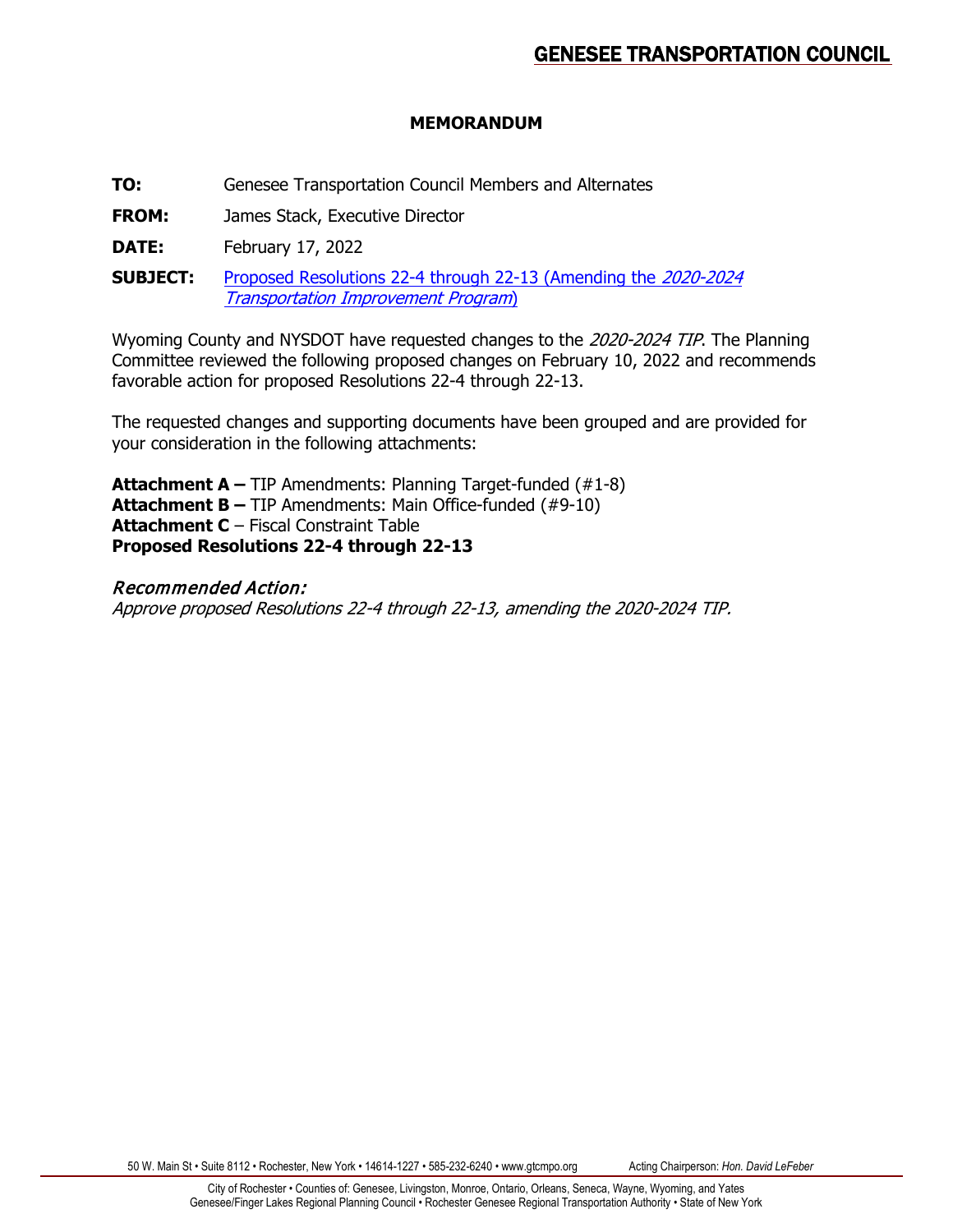# GENESEE TRANSPORTATION COUNCIL

## MEMORANDUM

**TO:** Genesee Transportation Council Members and Alternates

**FROM:** James Stack, Executive Director

**DATE:** February 17, 2022

**SUBJECT:** Proposed Resolutions 22-4 through 22-13 (Amending the *2020-2024 Transportation Improvement Program*)

Wyoming County and NYSDOT have requested changes to the *2020-2024 TIP*. The Planning Committee reviewed the following proposed changes on February 10, 2022 and recommends favorable action for proposed Resolutions 22-4 through 22-13.

The requested changes and supporting documents have been grouped and are provided for your consideration in the following attachments:

**Attachment A –** TIP Amendments: Planning Target-funded (#1-8)
**Attachment B –** TIP Amendments: Main Office-funded (#9-10)
**Attachment C** – Fiscal Constraint Table
**Proposed Resolutions 22-4 through 22-13**

*Recommended Action:*

*Approve proposed Resolutions 22-4 through 22-13, amending the 2020-2024 TIP.*

50 W. Main St • Suite 8112 • Rochester, New York • 14614-1227 • 585-232-6240 • www.gtcmpo.org Acting Chairperson: *Hon. David LeFeber*

City of Rochester • Counties of: Genesee, Livingston, Monroe, Ontario, Orleans, Seneca, Wayne, Wyoming, and Yates
Genesee/Finger Lakes Regional Planning Council • Rochester Genesee Regional Transportation Authority • State of New York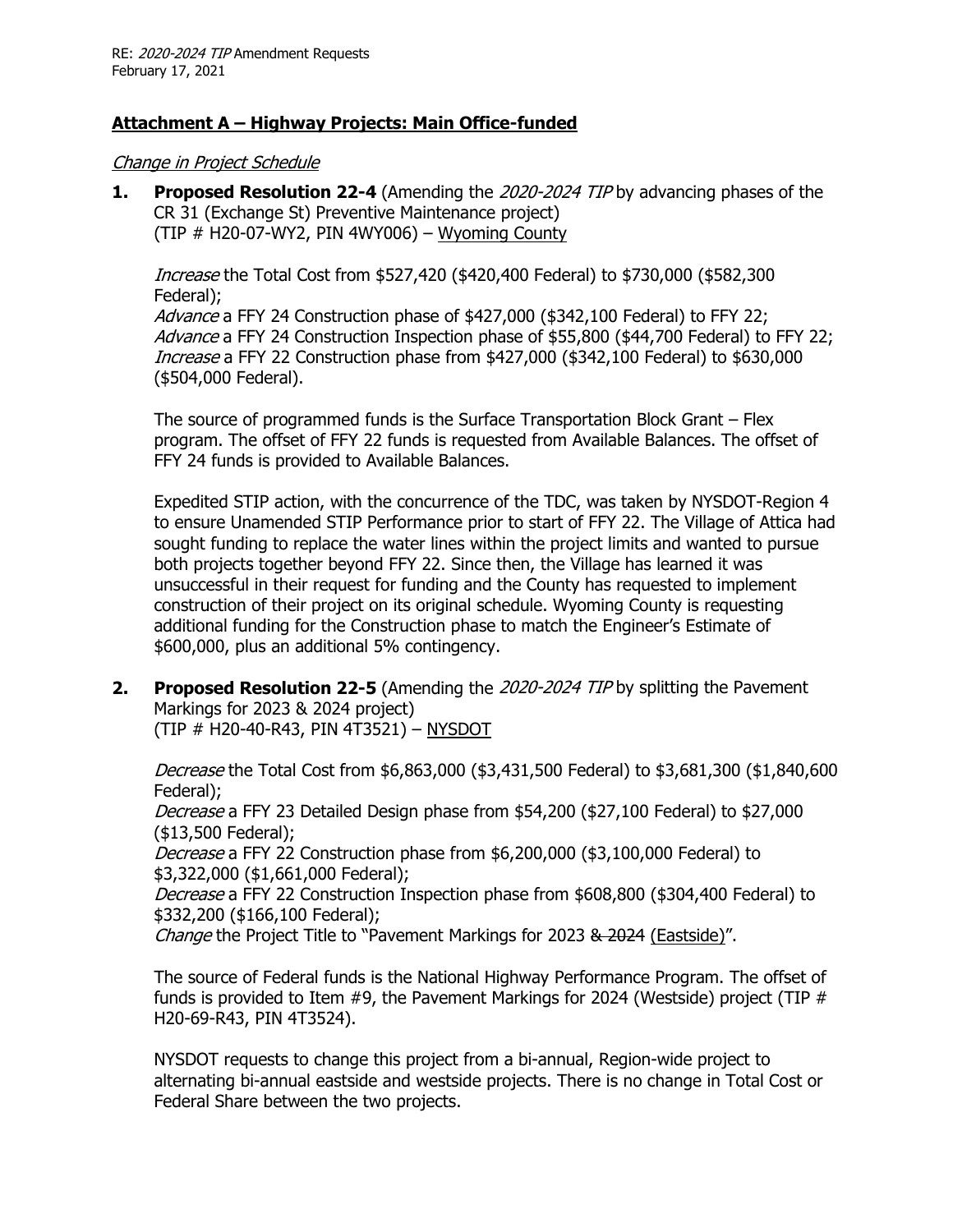## Attachment A – Highway Projects: Main Office-funded

*Change in Project Schedule*

1. **Proposed Resolution 22-4** (Amending the *2020-2024 TIP* by advancing phases of the CR 31 (Exchange St) Preventive Maintenance project) (TIP # H20-07-WY2, PIN 4WY006) – Wyoming County

   *Increase* the Total Cost from $527,420 ($420,400 Federal) to $730,000 ($582,300 Federal);
   *Advance* a FFY 24 Construction phase of $427,000 ($342,100 Federal) to FFY 22;
   *Advance* a FFY 24 Construction Inspection phase of $55,800 ($44,700 Federal) to FFY 22;
   *Increase* a FFY 22 Construction phase from $427,000 ($342,100 Federal) to $630,000 ($504,000 Federal).

   The source of programmed funds is the Surface Transportation Block Grant – Flex program. The offset of FFY 22 funds is requested from Available Balances. The offset of FFY 24 funds is provided to Available Balances.

   Expedited STIP action, with the concurrence of the TDC, was taken by NYSDOT-Region 4 to ensure Unamended STIP Performance prior to start of FFY 22. The Village of Attica had sought funding to replace the water lines within the project limits and wanted to pursue both projects together beyond FFY 22. Since then, the Village has learned it was unsuccessful in their request for funding and the County has requested to implement construction of their project on its original schedule. Wyoming County is requesting additional funding for the Construction phase to match the Engineer's Estimate of $600,000, plus an additional 5% contingency.

2. **Proposed Resolution 22-5** (Amending the *2020-2024 TIP* by splitting the Pavement Markings for 2023 & 2024 project) (TIP # H20-40-R43, PIN 4T3521) – NYSDOT

   *Decrease* the Total Cost from $6,863,000 ($3,431,500 Federal) to $3,681,300 ($1,840,600 Federal);
   *Decrease* a FFY 23 Detailed Design phase from $54,200 ($27,100 Federal) to $27,000 ($13,500 Federal);
   *Decrease* a FFY 22 Construction phase from $6,200,000 ($3,100,000 Federal) to $3,322,000 ($1,661,000 Federal);
   *Decrease* a FFY 22 Construction Inspection phase from $608,800 ($304,400 Federal) to $332,200 ($166,100 Federal);
   *Change* the Project Title to "Pavement Markings for 2023 ~~& 2024~~ (Eastside)".

   The source of Federal funds is the National Highway Performance Program. The offset of funds is provided to Item #9, the Pavement Markings for 2024 (Westside) project (TIP # H20-69-R43, PIN 4T3524).

   NYSDOT requests to change this project from a bi-annual, Region-wide project to alternating bi-annual eastside and westside projects. There is no change in Total Cost or Federal Share between the two projects.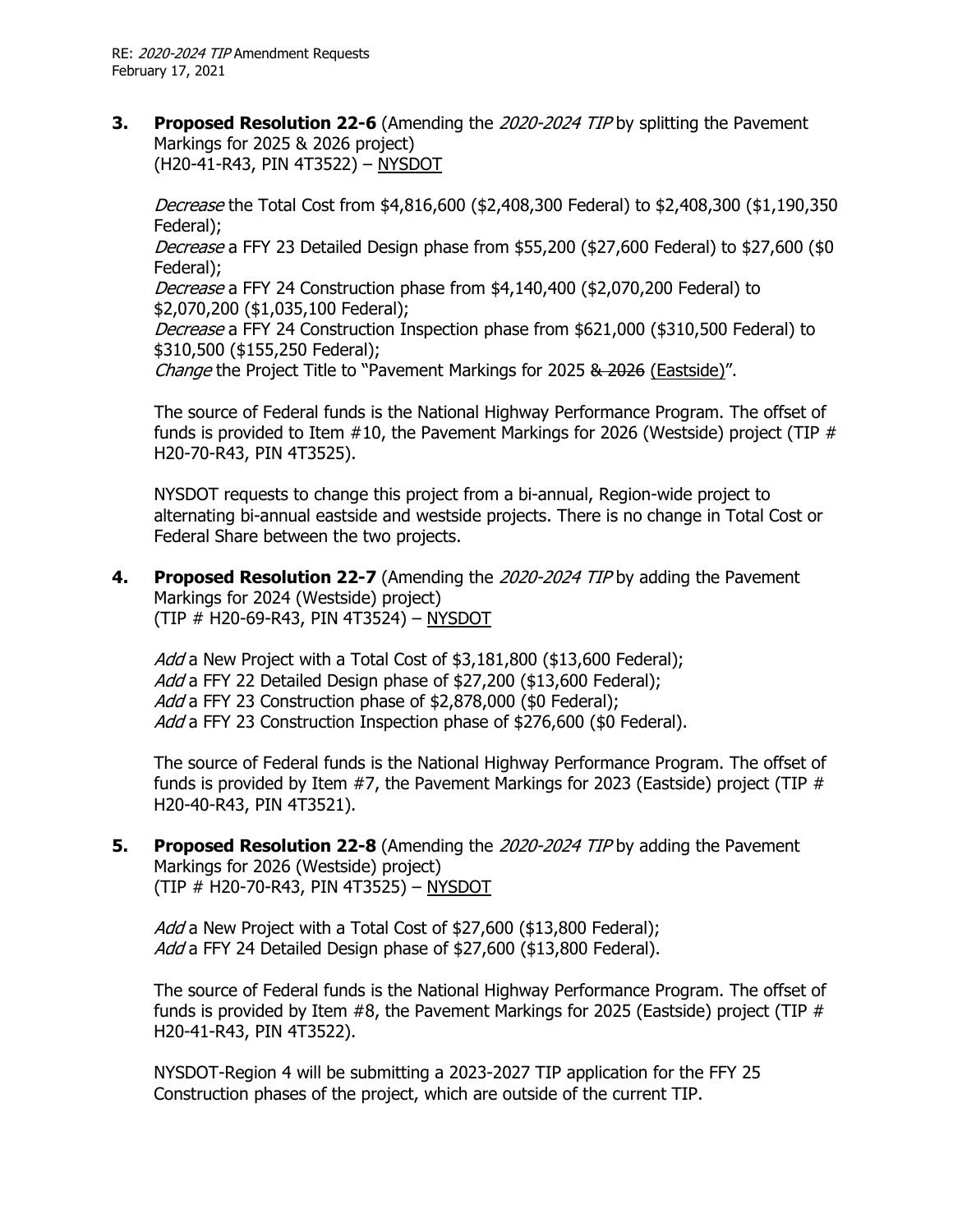**3. Proposed Resolution 22-6** (Amending the *2020-2024 TIP* by splitting the Pavement Markings for 2025 & 2026 project)
(H20-41-R43, PIN 4T3522) – NYSDOT

*Decrease* the Total Cost from $4,816,600 ($2,408,300 Federal) to 2,408,300 ($1,190,350 Federal);
*Decrease* a FFY 23 Detailed Design phase from $55,200 ($27,600 Federal) to $27,600 ($0 Federal);
*Decrease* a FFY 24 Construction phase from $4,140,400 ($2,070,200 Federal) to $2,070,200 ($1,035,100 Federal);
*Decrease* a FFY 24 Construction Inspection phase from $621,000 ($310,500 Federal) to $310,500 ($155,250 Federal);
*Change* the Project Title to "Pavement Markings for 2025 ~~& 2026~~ (Eastside)".

The source of Federal funds is the National Highway Performance Program. The offset of funds is provided to Item #10, the Pavement Markings for 2026 (Westside) project (TIP # H20-70-R43, PIN 4T3525).

NYSDOT requests to change this project from a bi-annual, Region-wide project to alternating bi-annual eastside and westside projects. There is no change in Total Cost or Federal Share between the two projects.

**4. Proposed Resolution 22-7** (Amending the *2020-2024 TIP* by adding the Pavement Markings for 2024 (Westside) project)
(TIP # H20-69-R43, PIN 4T3524) – NYSDOT

*Add* a New Project with a Total Cost of $3,181,800 ($13,600 Federal);
*Add* a FFY 22 Detailed Design phase of $27,200 ($13,600 Federal);
*Add* a FFY 23 Construction phase of $2,878,000 ($0 Federal);
*Add* a FFY 23 Construction Inspection phase of $276,600 ($0 Federal).

The source of Federal funds is the National Highway Performance Program. The offset of funds is provided by Item #7, the Pavement Markings for 2023 (Eastside) project (TIP # H20-40-R43, PIN 4T3521).

**5. Proposed Resolution 22-8** (Amending the *2020-2024 TIP* by adding the Pavement Markings for 2026 (Westside) project)
(TIP # H20-70-R43, PIN 4T3525) – NYSDOT

*Add* a New Project with a Total Cost of $27,600 ($13,800 Federal);
*Add* a FFY 24 Detailed Design phase of $27,600 ($13,800 Federal).

The source of Federal funds is the National Highway Performance Program. The offset of funds is provided by Item #8, the Pavement Markings for 2025 (Eastside) project (TIP # H20-41-R43, PIN 4T3522).

NYSDOT-Region 4 will be submitting a 2023-2027 TIP application for the FFY 25 Construction phases of the project, which are outside of the current TIP.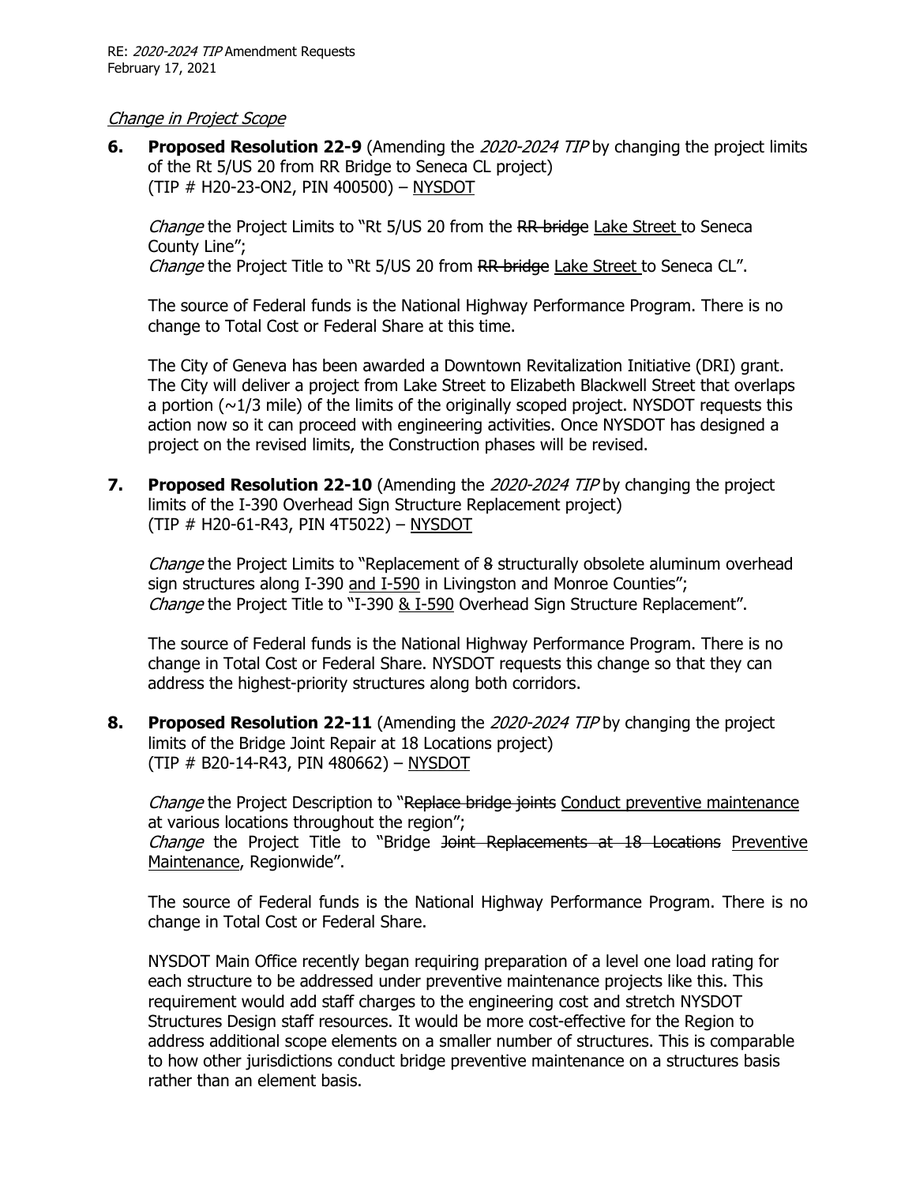*Change in Project Scope*

**6. Proposed Resolution 22-9** (Amending the *2020-2024 TIP* by changing the project limits of the Rt 5/US 20 from RR Bridge to Seneca CL project) (TIP # H20-23-ON2, PIN 400500) – NYSDOT

*Change* the Project Limits to "Rt 5/US 20 from the ~~RR bridge~~ Lake Street to Seneca County Line";
*Change* the Project Title to "Rt 5/US 20 from ~~RR bridge~~ Lake Street to Seneca CL".

The source of Federal funds is the National Highway Performance Program. There is no change to Total Cost or Federal Share at this time.

The City of Geneva has been awarded a Downtown Revitalization Initiative (DRI) grant. The City will deliver a project from Lake Street to Elizabeth Blackwell Street that overlaps a portion (~1/3 mile) of the limits of the originally scoped project. NYSDOT requests this action now so it can proceed with engineering activities. Once NYSDOT has designed a project on the revised limits, the Construction phases will be revised.

**7. Proposed Resolution 22-10** (Amending the *2020-2024 TIP* by changing the project limits of the I-390 Overhead Sign Structure Replacement project) (TIP # H20-61-R43, PIN 4T5022) – NYSDOT

*Change* the Project Limits to "Replacement of ~~8~~ structurally obsolete aluminum overhead sign structures along I-390 and I-590 in Livingston and Monroe Counties";
*Change* the Project Title to "I-390 & I-590 Overhead Sign Structure Replacement".

The source of Federal funds is the National Highway Performance Program. There is no change in Total Cost or Federal Share. NYSDOT requests this change so that they can address the highest-priority structures along both corridors.

**8. Proposed Resolution 22-11** (Amending the *2020-2024 TIP* by changing the project limits of the Bridge Joint Repair at 18 Locations project) (TIP # B20-14-R43, PIN 480662) – NYSDOT

*Change* the Project Description to "~~Replace bridge joints~~ Conduct preventive maintenance at various locations throughout the region";
*Change* the Project Title to "Bridge ~~Joint Replacements at 18 Locations~~ Preventive Maintenance, Regionwide".

The source of Federal funds is the National Highway Performance Program. There is no change in Total Cost or Federal Share.

NYSDOT Main Office recently began requiring preparation of a level one load rating for each structure to be addressed under preventive maintenance projects like this. This requirement would add staff charges to the engineering cost and stretch NYSDOT Structures Design staff resources. It would be more cost-effective for the Region to address additional scope elements on a smaller number of structures. This is comparable to how other jurisdictions conduct bridge preventive maintenance on a structures basis rather than an element basis.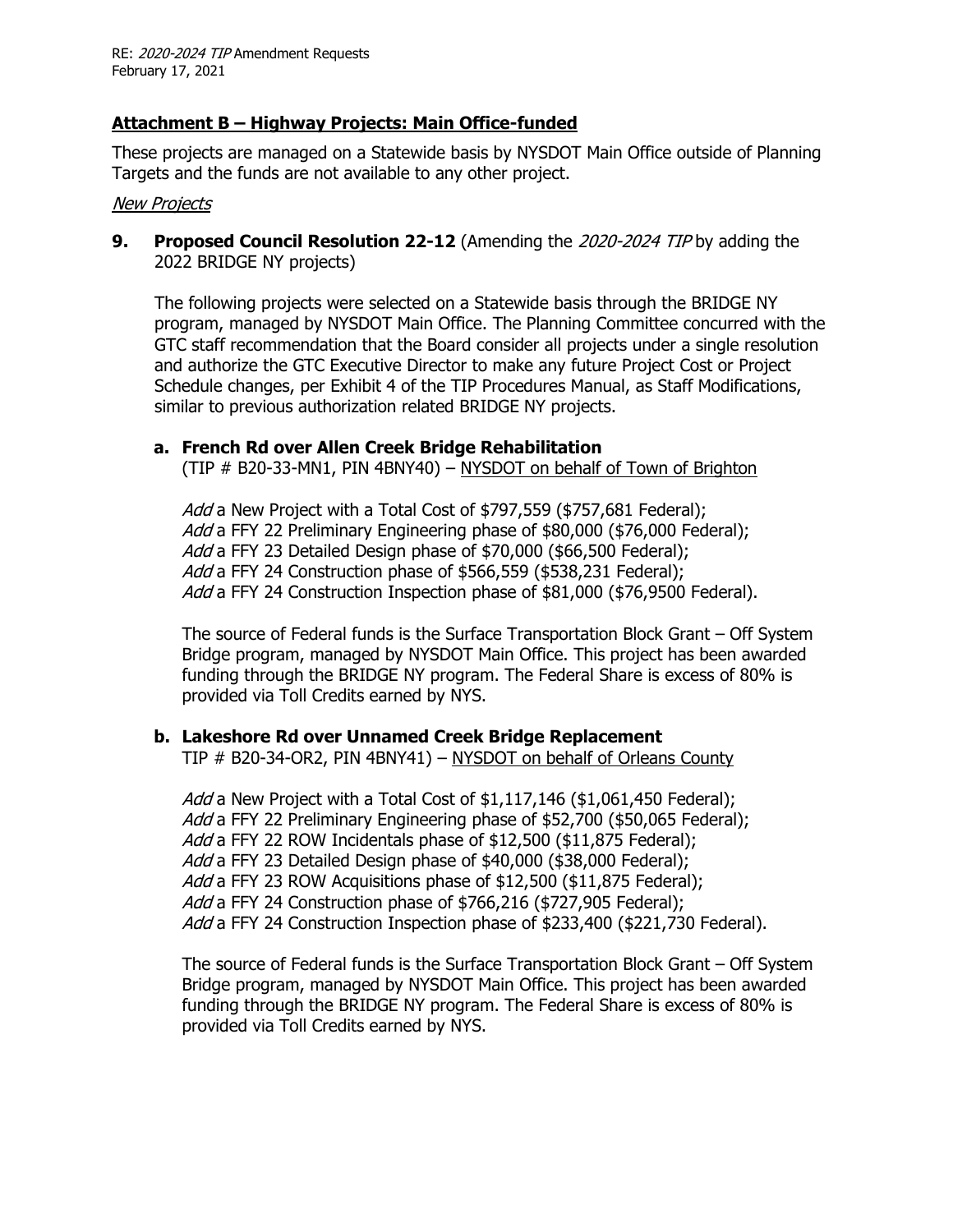## Attachment B – Highway Projects: Main Office-funded

These projects are managed on a Statewide basis by NYSDOT Main Office outside of Planning Targets and the funds are not available to any other project.

*New Projects*

**9. Proposed Council Resolution 22-12** (Amending the *2020-2024 TIP* by adding the 2022 BRIDGE NY projects)

The following projects were selected on a Statewide basis through the BRIDGE NY program, managed by NYSDOT Main Office. The Planning Committee concurred with the GTC staff recommendation that the Board consider all projects under a single resolution and authorize the GTC Executive Director to make any future Project Cost or Project Schedule changes, per Exhibit 4 of the TIP Procedures Manual, as Staff Modifications, similar to previous authorization related BRIDGE NY projects.

**a. French Rd over Allen Creek Bridge Rehabilitation**
(TIP # B20-33-MN1, PIN 4BNY40) – NYSDOT on behalf of Town of Brighton

*Add* a New Project with a Total Cost of $797,559 ($757,681 Federal);
*Add* a FFY 22 Preliminary Engineering phase of $80,000 ($76,000 Federal);
*Add* a FFY 23 Detailed Design phase of $70,000 ($66,500 Federal);
*Add* a FFY 24 Construction phase of $566,559 ($538,231 Federal);
*Add* a FFY 24 Construction Inspection phase of $81,000 ($76,9500 Federal).

The source of Federal funds is the Surface Transportation Block Grant – Off System Bridge program, managed by NYSDOT Main Office. This project has been awarded funding through the BRIDGE NY program. The Federal Share is excess of 80% is provided via Toll Credits earned by NYS.

**b. Lakeshore Rd over Unnamed Creek Bridge Replacement**
TIP # B20-34-OR2, PIN 4BNY41) – NYSDOT on behalf of Orleans County

*Add* a New Project with a Total Cost of $1,117,146 ($1,061,450 Federal);
*Add* a FFY 22 Preliminary Engineering phase of $52,700 ($50,065 Federal);
*Add* a FFY 22 ROW Incidentals phase of $12,500 ($11,875 Federal);
*Add* a FFY 23 Detailed Design phase of $40,000 ($38,000 Federal);
*Add* a FFY 23 ROW Acquisitions phase of $12,500 ($11,875 Federal);
*Add* a FFY 24 Construction phase of $766,216 ($727,905 Federal);
*Add* a FFY 24 Construction Inspection phase of $233,400 ($221,730 Federal).

The source of Federal funds is the Surface Transportation Block Grant – Off System Bridge program, managed by NYSDOT Main Office. This project has been awarded funding through the BRIDGE NY program. The Federal Share is excess of 80% is provided via Toll Credits earned by NYS.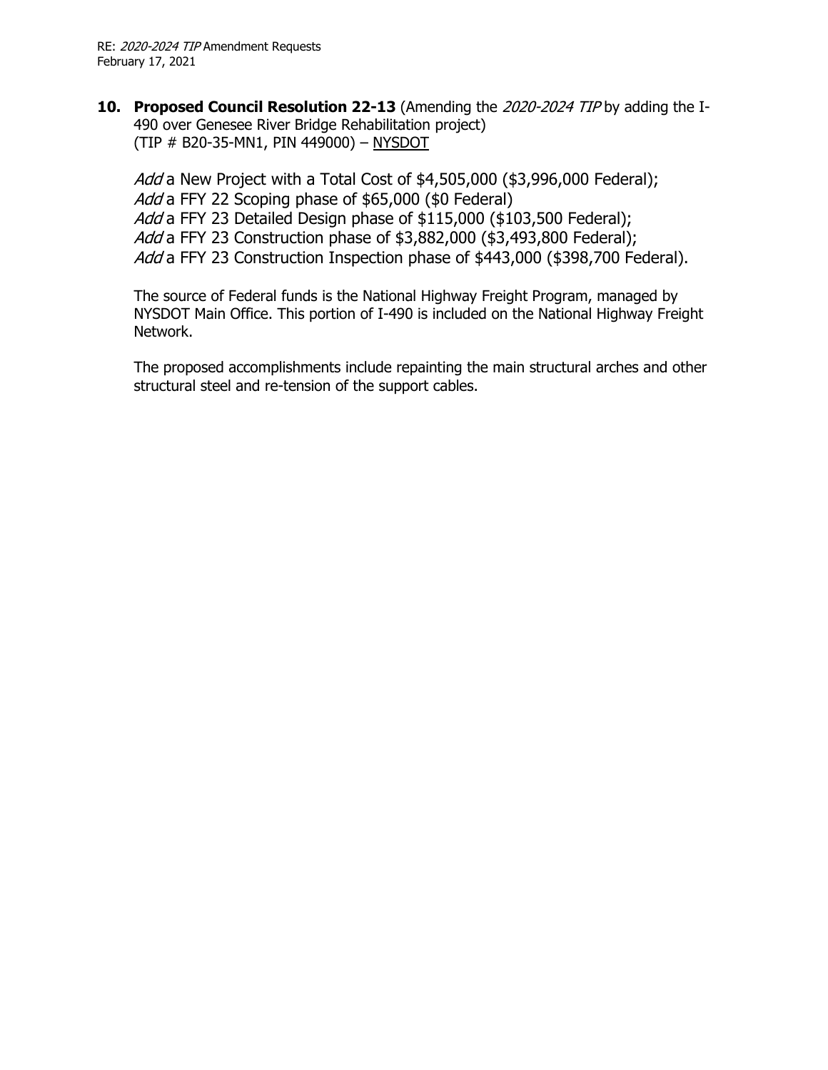**10. Proposed Council Resolution 22-13** (Amending the *2020-2024 TIP* by adding the I-490 over Genesee River Bridge Rehabilitation project) (TIP # B20-35-MN1, PIN 449000) – NYSDOT

*Add* a New Project with a Total Cost of $4,505,000 ($3,996,000 Federal);
*Add* a FFY 22 Scoping phase of $65,000 ($0 Federal)
*Add* a FFY 23 Detailed Design phase of $115,000 ($103,500 Federal);
*Add* a FFY 23 Construction phase of $3,882,000 ($3,493,800 Federal);
*Add* a FFY 23 Construction Inspection phase of $443,000 ($398,700 Federal).

The source of Federal funds is the National Highway Freight Program, managed by NYSDOT Main Office. This portion of I-490 is included on the National Highway Freight Network.

The proposed accomplishments include repainting the main structural arches and other structural steel and re-tension of the support cables.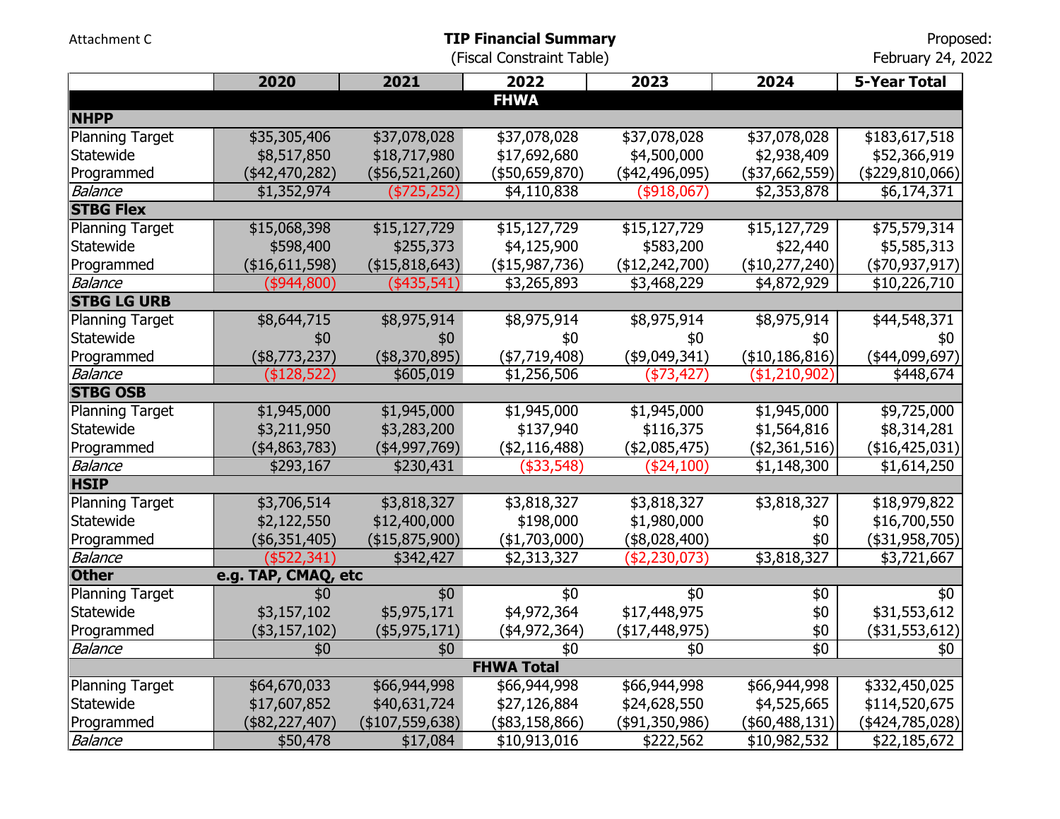Attachment C

**TIP Financial Summary**
(Fiscal Constraint Table)

Proposed:
February 24, 2022

| | 2020 | 2021 | 2022 | 2023 | 2024 | 5-Year Total |
|---|---|---|---|---|---|---|
| **FHWA** | | | | | | |
| **NHPP** | | | | | | |
| Planning Target | $35,305,406 | $37,078,028 | $37,078,028 | $37,078,028 | $37,078,028 | $183,617,518 |
| Statewide | $8,517,850 | $18,717,980 | $17,692,680 | $4,500,000 | $2,938,409 | $52,366,919 |
| Programmed | ($42,470,282) | ($56,521,260) | ($50,659,870) | ($42,496,095) | ($37,662,559) | ($229,810,066) |
| *Balance* | $1,352,974 | ($725,252) | $4,110,838 | ($918,067) | $2,353,878 | $6,174,371 |
| **STBG Flex** | | | | | | |
| Planning Target | $15,068,398 | $15,127,729 | $15,127,729 | $15,127,729 | $15,127,729 | $75,579,314 |
| Statewide | $598,400 | $255,373 | $4,125,900 | $583,200 | $22,440 | $5,585,313 |
| Programmed | ($16,611,598) | ($15,818,643) | ($15,987,736) | ($12,242,700) | ($10,277,240) | ($70,937,917) |
| *Balance* | ($944,800) | ($435,541) | $3,265,893 | $3,468,229 | $4,872,929 | $10,226,710 |
| **STBG LG URB** | | | | | | |
| Planning Target | $8,644,715 | $8,975,914 | $8,975,914 | $8,975,914 | $8,975,914 | $44,548,371 |
| Statewide | $0 | $0 | $0 | $0 | $0 | $0 |
| Programmed | ($8,773,237) | ($8,370,895) | ($7,719,408) | ($9,049,341) | ($10,186,816) | ($44,099,697) |
| *Balance* | ($128,522) | $605,019 | $1,256,506 | ($73,427) | ($1,210,902) | $448,674 |
| **STBG OSB** | | | | | | |
| Planning Target | $1,945,000 | $1,945,000 | $1,945,000 | $1,945,000 | $1,945,000 | $9,725,000 |
| Statewide | $3,211,950 | $3,283,200 | $137,940 | $116,375 | $1,564,816 | $8,314,281 |
| Programmed | ($4,863,783) | ($4,997,769) | ($2,116,488) | ($2,085,475) | ($2,361,516) | ($16,425,031) |
| *Balance* | $293,167 | $230,431 | ($33,548) | ($24,100) | $1,148,300 | $1,614,250 |
| **HSIP** | | | | | | |
| Planning Target | $3,706,514 | $3,818,327 | $3,818,327 | $3,818,327 | $3,818,327 | $18,979,822 |
| Statewide | $2,122,550 | $12,400,000 | $198,000 | $1,980,000 | $0 | $16,700,550 |
| Programmed | ($6,351,405) | ($15,875,900) | ($1,703,000) | ($8,028,400) | $0 | ($31,958,705) |
| *Balance* | ($522,341) | $342,427 | $2,313,327 | ($2,230,073) | $3,818,327 | $3,721,667 |
| **Other** | **e.g. TAP, CMAQ, etc** | | | | | |
| Planning Target | $0 | $0 | $0 | $0 | $0 | $0 |
| Statewide | $3,157,102 | $5,975,171 | $4,972,364 | $17,448,975 | $0 | $31,553,612 |
| Programmed | ($3,157,102) | ($5,975,171) | ($4,972,364) | ($17,448,975) | $0 | ($31,553,612) |
| *Balance* | $0 | $0 | $0 | $0 | $0 | $0 |
| **FHWA Total** | | | | | | |
| Planning Target | $64,670,033 | $66,944,998 | $66,944,998 | $66,944,998 | $66,944,998 | $332,450,025 |
| Statewide | $17,607,852 | $40,631,724 | $27,126,884 | $24,628,550 | $4,525,665 | $114,520,675 |
| Programmed | ($82,227,407) | ($107,559,638) | ($83,158,866) | ($91,350,986) | ($60,488,131) | ($424,785,028) |
| *Balance* | $50,478 | $17,084 | $10,913,016 | $222,562 | $10,982,532 | $22,185,672 |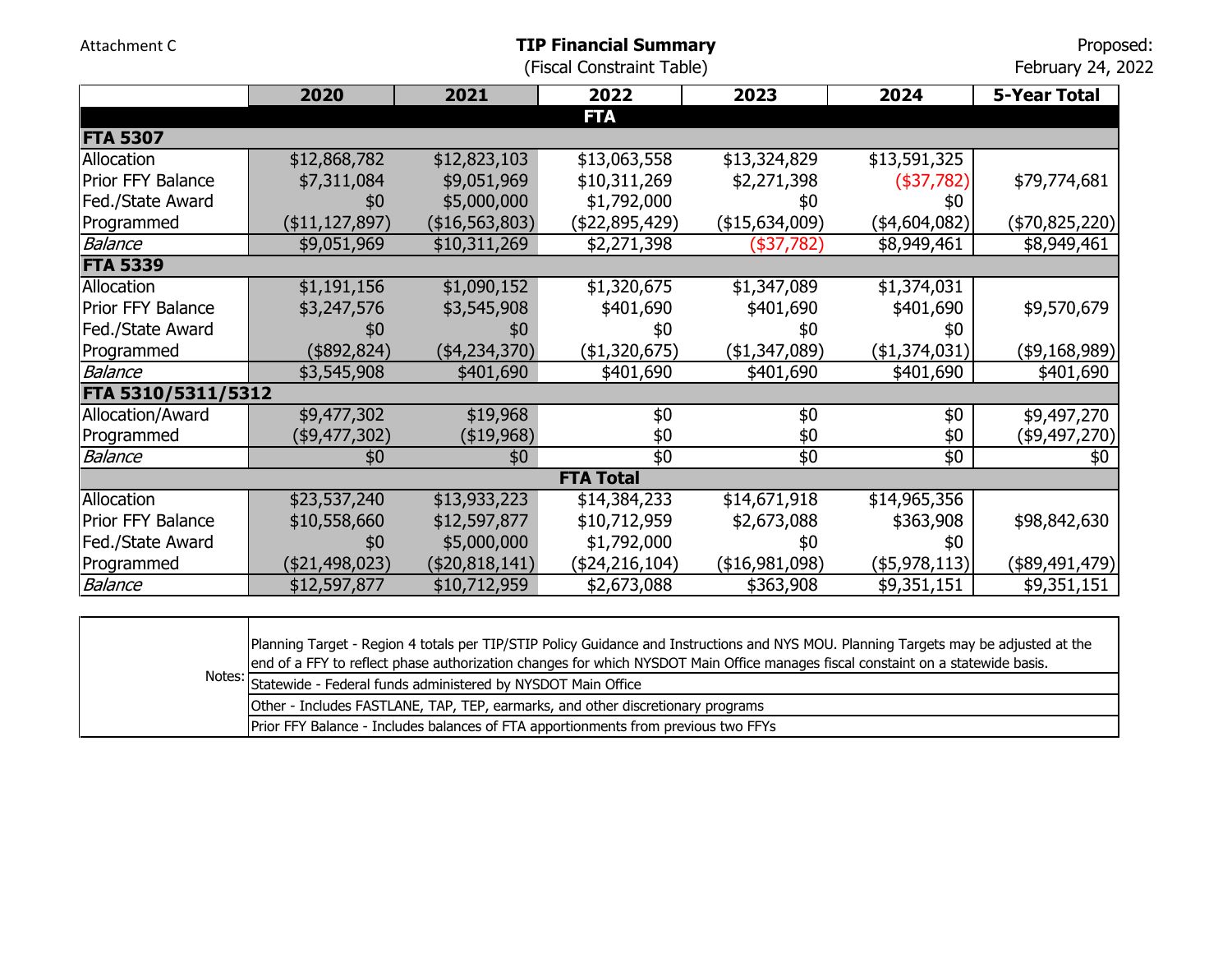Attachment C

**TIP Financial Summary**
(Fiscal Constraint Table)

Proposed:
February 24, 2022

| | 2020 | 2021 | 2022 | 2023 | 2024 | 5-Year Total |
|---|---|---|---|---|---|---|
| **FTA** | | | | | | |
| **FTA 5307** | | | | | | |
| Allocation | $12,868,782 | $12,823,103 | $13,063,558 | $13,324,829 | $13,591,325 | |
| Prior FFY Balance | $7,311,084 | $9,051,969 | $10,311,269 | $2,271,398 | ($37,782) | $79,774,681 |
| Fed./State Award | $0 | $5,000,000 | $1,792,000 | $0 | $0 | |
| Programmed | ($11,127,897) | ($16,563,803) | ($22,895,429) | ($15,634,009) | ($4,604,082) | ($70,825,220) |
| *Balance* | $9,051,969 | $10,311,269 | $2,271,398 | ($37,782) | $8,949,461 | $8,949,461 |
| **FTA 5339** | | | | | | |
| Allocation | $1,191,156 | $1,090,152 | $1,320,675 | $1,347,089 | $1,374,031 | |
| Prior FFY Balance | $3,247,576 | $3,545,908 | $401,690 | $401,690 | $401,690 | $9,570,679 |
| Fed./State Award | $0 | $0 | $0 | $0 | $0 | |
| Programmed | ($892,824) | ($4,234,370) | ($1,320,675) | ($1,347,089) | ($1,374,031) | ($9,168,989) |
| *Balance* | $3,545,908 | $401,690 | $401,690 | $401,690 | $401,690 | $401,690 |
| **FTA 5310/5311/5312** | | | | | | |
| Allocation/Award | $9,477,302 | $19,968 | $0 | $0 | $0 | $9,497,270 |
| Programmed | ($9,477,302) | ($19,968) | $0 | $0 | $0 | ($9,497,270) |
| *Balance* | $0 | $0 | $0 | $0 | $0 | $0 |
| **FTA Total** | | | | | | |
| Allocation | $23,537,240 | $13,933,223 | $14,384,233 | $14,671,918 | $14,965,356 | |
| Prior FFY Balance | $10,558,660 | $12,597,877 | $10,712,959 | $2,673,088 | $363,908 | $98,842,630 |
| Fed./State Award | $0 | $5,000,000 | $1,792,000 | $0 | $0 | |
| Programmed | ($21,498,023) | ($20,818,141) | ($24,216,104) | ($16,981,098) | ($5,978,113) | ($89,491,479) |
| *Balance* | $12,597,877 | $10,712,959 | $2,673,088 | $363,908 | $9,351,151 | $9,351,151 |

| | |
|---|---|
| Notes: | Planning Target - Region 4 totals per TIP/STIP Policy Guidance and Instructions and NYS MOU. Planning Targets may be adjusted at the end of a FFY to reflect phase authorization changes for which NYSDOT Main Office manages fiscal constaint on a statewide basis. |
| | Statewide - Federal funds administered by NYSDOT Main Office |
| | Other - Includes FASTLANE, TAP, TEP, earmarks, and other discretionary programs |
| | Prior FFY Balance - Includes balances of FTA apportionments from previous two FFYs |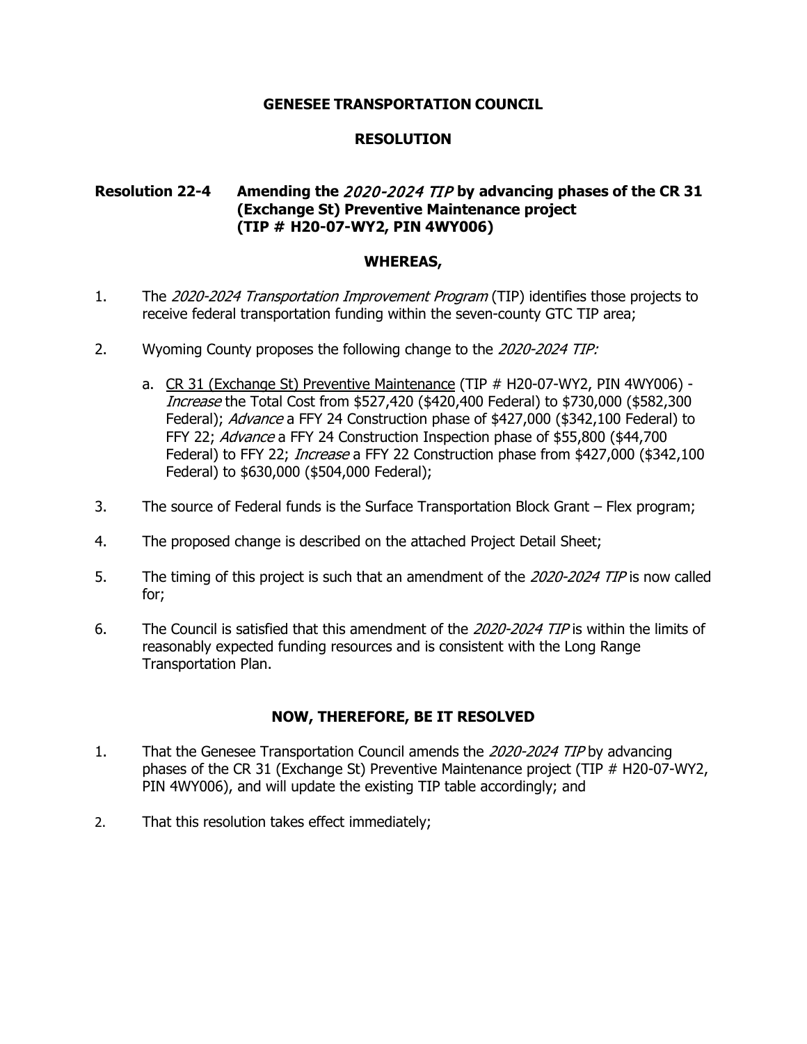**GENESEE TRANSPORTATION COUNCIL**

**RESOLUTION**

**Resolution 22-4 Amending the *2020-2024 TIP* by advancing phases of the CR 31 (Exchange St) Preventive Maintenance project (TIP # H20-07-WY2, PIN 4WY006)**

**WHEREAS,**

1. The *2020-2024 Transportation Improvement Program* (TIP) identifies those projects to receive federal transportation funding within the seven-county GTC TIP area;

2. Wyoming County proposes the following change to the *2020-2024 TIP:*

   a. CR 31 (Exchange St) Preventive Maintenance (TIP # H20-07-WY2, PIN 4WY006) - *Increase* the Total Cost from $527,420 ($420,400 Federal) to $730,000 ($582,300 Federal); *Advance* a FFY 24 Construction phase of $427,000 ($342,100 Federal) to FFY 22; *Advance* a FFY 24 Construction Inspection phase of $55,800 ($44,700 Federal) to FFY 22; *Increase* a FFY 22 Construction phase from $427,000 ($342,100 Federal) to $630,000 ($504,000 Federal);

3. The source of Federal funds is the Surface Transportation Block Grant – Flex program;

4. The proposed change is described on the attached Project Detail Sheet;

5. The timing of this project is such that an amendment of the *2020-2024 TIP* is now called for;

6. The Council is satisfied that this amendment of the *2020-2024 TIP* is within the limits of reasonably expected funding resources and is consistent with the Long Range Transportation Plan.

**NOW, THEREFORE, BE IT RESOLVED**

1. That the Genesee Transportation Council amends the *2020-2024 TIP* by advancing phases of the CR 31 (Exchange St) Preventive Maintenance project (TIP # H20-07-WY2, PIN 4WY006), and will update the existing TIP table accordingly; and

2. That this resolution takes effect immediately;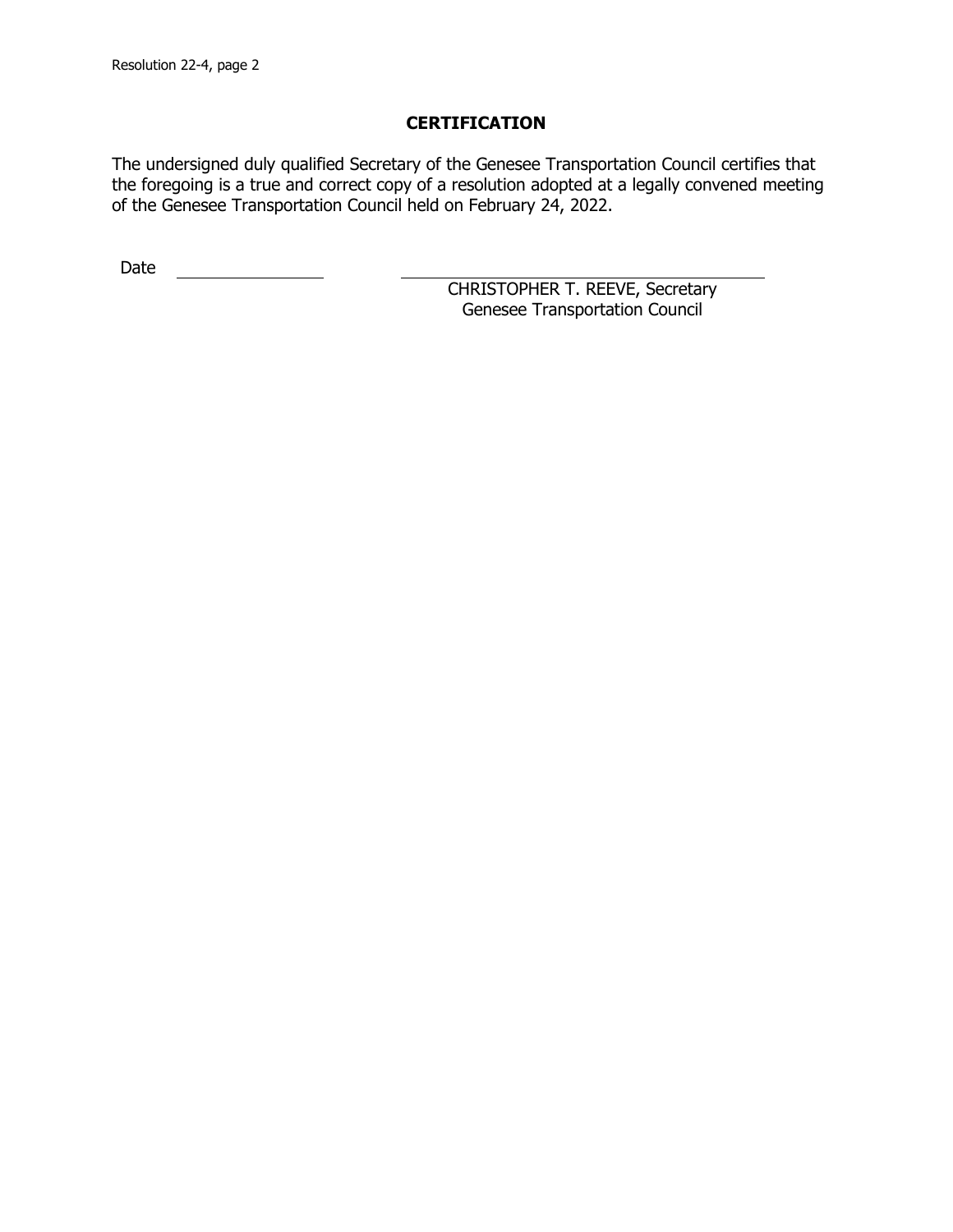## CERTIFICATION

The undersigned duly qualified Secretary of the Genesee Transportation Council certifies that the foregoing is a true and correct copy of a resolution adopted at a legally convened meeting of the Genesee Transportation Council held on February 24, 2022.

Date ________________

________________________________________
CHRISTOPHER T. REEVE, Secretary
Genesee Transportation Council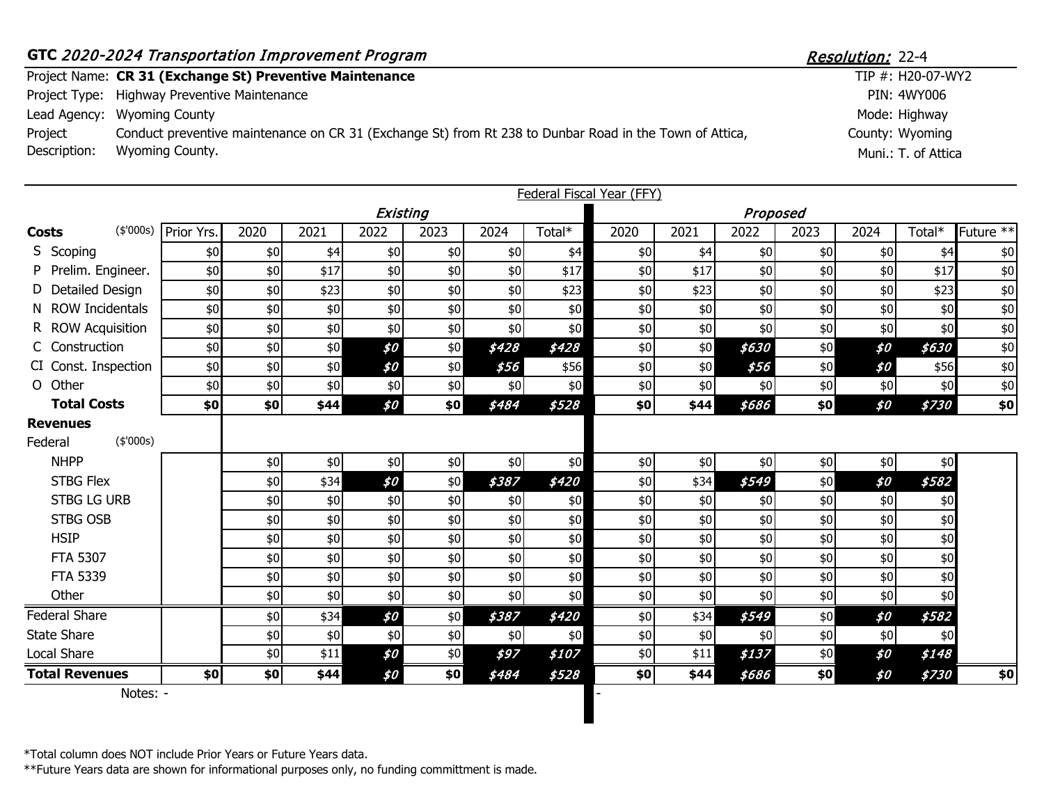**GTC *2020-2024 Transportation Improvement Program*** — ***Resolution:*** 22-4

| | | | |
|---|---|---|---|
| Project Name: | **CR 31 (Exchange St) Preventive Maintenance** | TIP #: | H20-07-WY2 |
| Project Type: | Highway Preventive Maintenance | PIN: | 4WY006 |
| Lead Agency: | Wyoming County | Mode: | Highway |
| Project Description: | Conduct preventive maintenance on CR 31 (Exchange St) from Rt 238 to Dunbar Road in the Town of Attica, Wyoming County. | County: | Wyoming |
| | | Muni.: | T. of Attica |

Federal Fiscal Year (FFY)

| Costs ($'000s) | Prior Yrs. | *Existing* 2020 | 2021 | 2022 | 2023 | 2024 | Total* | *Proposed* 2020 | 2021 | 2022 | 2023 | 2024 | Total* | Future ** |
|---|---|---|---|---|---|---|---|---|---|---|---|---|---|---|
| S Scoping | $0 | $0 | $4 | $0 | $0 | $0 | $4 | $0 | $4 | $0 | $0 | $0 | $4 | $0 |
| P Prelim. Engineer. | $0 | $0 | $17 | $0 | $0 | $0 | $17 | $0 | $17 | $0 | $0 | $0 | $17 | $0 |
| D Detailed Design | $0 | $0 | $23 | $0 | $0 | $0 | $23 | $0 | $23 | $0 | $0 | $0 | $23 | $0 |
| N ROW Incidentals | $0 | $0 | $0 | $0 | $0 | $0 | $0 | $0 | $0 | $0 | $0 | $0 | $0 | $0 |
| R ROW Acquisition | $0 | $0 | $0 | $0 | $0 | $0 | $0 | $0 | $0 | $0 | $0 | $0 | $0 | $0 |
| C Construction | $0 | $0 | $0 | ***$0*** | $0 | ***$428*** | ***$428*** | $0 | $0 | ***$630*** | $0 | ***$0*** | ***$630*** | $0 |
| CI Const. Inspection | $0 | $0 | $0 | ***$0*** | $0 | ***$56*** | $56 | $0 | $0 | ***$56*** | $0 | ***$0*** | $56 | $0 |
| O Other | $0 | $0 | $0 | $0 | $0 | $0 | $0 | $0 | $0 | $0 | $0 | $0 | $0 | $0 |
| **Total Costs** | **$0** | **$0** | **$44** | ***$0*** | **$0** | ***$484*** | ***$528*** | **$0** | **$44** | ***$686*** | **$0** | ***$0*** | ***$730*** | **$0** |
| **Revenues** | | | | | | | | | | | | | | |
| Federal ($'000s) | | | | | | | | | | | | | | |
| NHPP | | $0 | $0 | $0 | $0 | $0 | $0 | $0 | $0 | $0 | $0 | $0 | $0 | |
| STBG Flex | | $0 | $34 | ***$0*** | $0 | ***$387*** | ***$420*** | $0 | $34 | ***$549*** | $0 | ***$0*** | ***$582*** | |
| STBG LG URB | | $0 | $0 | $0 | $0 | $0 | $0 | $0 | $0 | $0 | $0 | $0 | $0 | |
| STBG OSB | | $0 | $0 | $0 | $0 | $0 | $0 | $0 | $0 | $0 | $0 | $0 | $0 | |
| HSIP | | $0 | $0 | $0 | $0 | $0 | $0 | $0 | $0 | $0 | $0 | $0 | $0 | |
| FTA 5307 | | $0 | $0 | $0 | $0 | $0 | $0 | $0 | $0 | $0 | $0 | $0 | $0 | |
| FTA 5339 | | $0 | $0 | $0 | $0 | $0 | $0 | $0 | $0 | $0 | $0 | $0 | $0 | |
| Other | | $0 | $0 | $0 | $0 | $0 | $0 | $0 | $0 | $0 | $0 | $0 | $0 | |
| Federal Share | | $0 | $34 | ***$0*** | $0 | ***$387*** | ***$420*** | $0 | $34 | ***$549*** | $0 | ***$0*** | ***$582*** | |
| State Share | | $0 | $0 | $0 | $0 | $0 | $0 | $0 | $0 | $0 | $0 | $0 | $0 | |
| Local Share | | $0 | $11 | ***$0*** | $0 | ***$97*** | ***$107*** | $0 | $11 | ***$137*** | $0 | ***$0*** | ***$148*** | |
| **Total Revenues** | **$0** | **$0** | **$44** | ***$0*** | **$0** | ***$484*** | ***$528*** | **$0** | **$44** | ***$686*** | **$0** | ***$0*** | ***$730*** | **$0** |

Notes: - | -

*Total column does NOT include Prior Years or Future Years data.
**Future Years data are shown for informational purposes only, no funding committment is made.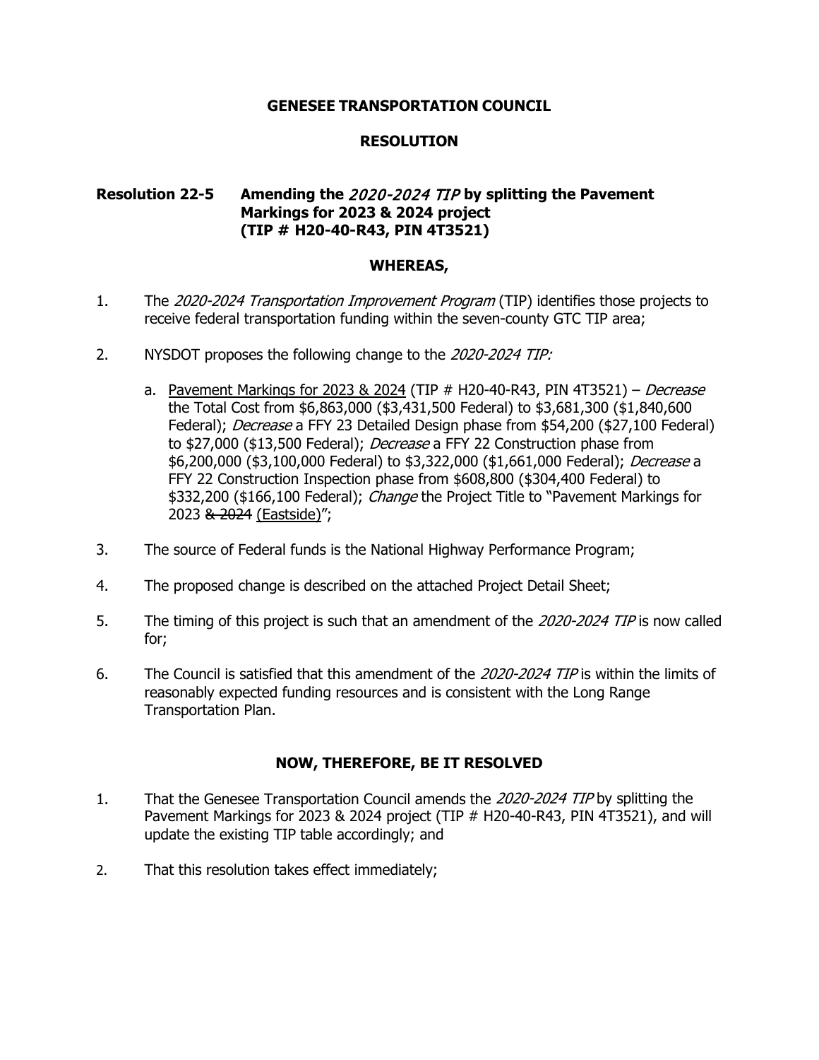**GENESEE TRANSPORTATION COUNCIL**

**RESOLUTION**

**Resolution 22-5 Amending the *2020-2024 TIP* by splitting the Pavement Markings for 2023 & 2024 project (TIP # H20-40-R43, PIN 4T3521)**

**WHEREAS,**

1. The *2020-2024 Transportation Improvement Program* (TIP) identifies those projects to receive federal transportation funding within the seven-county GTC TIP area;

2. NYSDOT proposes the following change to the *2020-2024 TIP:*

   a. <u>Pavement Markings for 2023 & 2024</u> (TIP # H20-40-R43, PIN 4T3521) – *Decrease* the Total Cost from $6,863,000 ($3,431,500 Federal) to $3,681,300 ($1,840,600 Federal); *Decrease* a FFY 23 Detailed Design phase from $54,200 ($27,100 Federal) to $27,000 ($13,500 Federal); *Decrease* a FFY 22 Construction phase from $6,200,000 ($3,100,000 Federal) to $3,322,000 ($1,661,000 Federal); *Decrease* a FFY 22 Construction Inspection phase from $608,800 ($304,400 Federal) to $332,200 ($166,100 Federal); *Change* the Project Title to "Pavement Markings for 2023 ~~& 2024~~ <u>(Eastside)</u>";

3. The source of Federal funds is the National Highway Performance Program;

4. The proposed change is described on the attached Project Detail Sheet;

5. The timing of this project is such that an amendment of the *2020-2024 TIP* is now called for;

6. The Council is satisfied that this amendment of the *2020-2024 TIP* is within the limits of reasonably expected funding resources and is consistent with the Long Range Transportation Plan.

**NOW, THEREFORE, BE IT RESOLVED**

1. That the Genesee Transportation Council amends the *2020-2024 TIP* by splitting the Pavement Markings for 2023 & 2024 project (TIP # H20-40-R43, PIN 4T3521), and will update the existing TIP table accordingly; and

2. That this resolution takes effect immediately;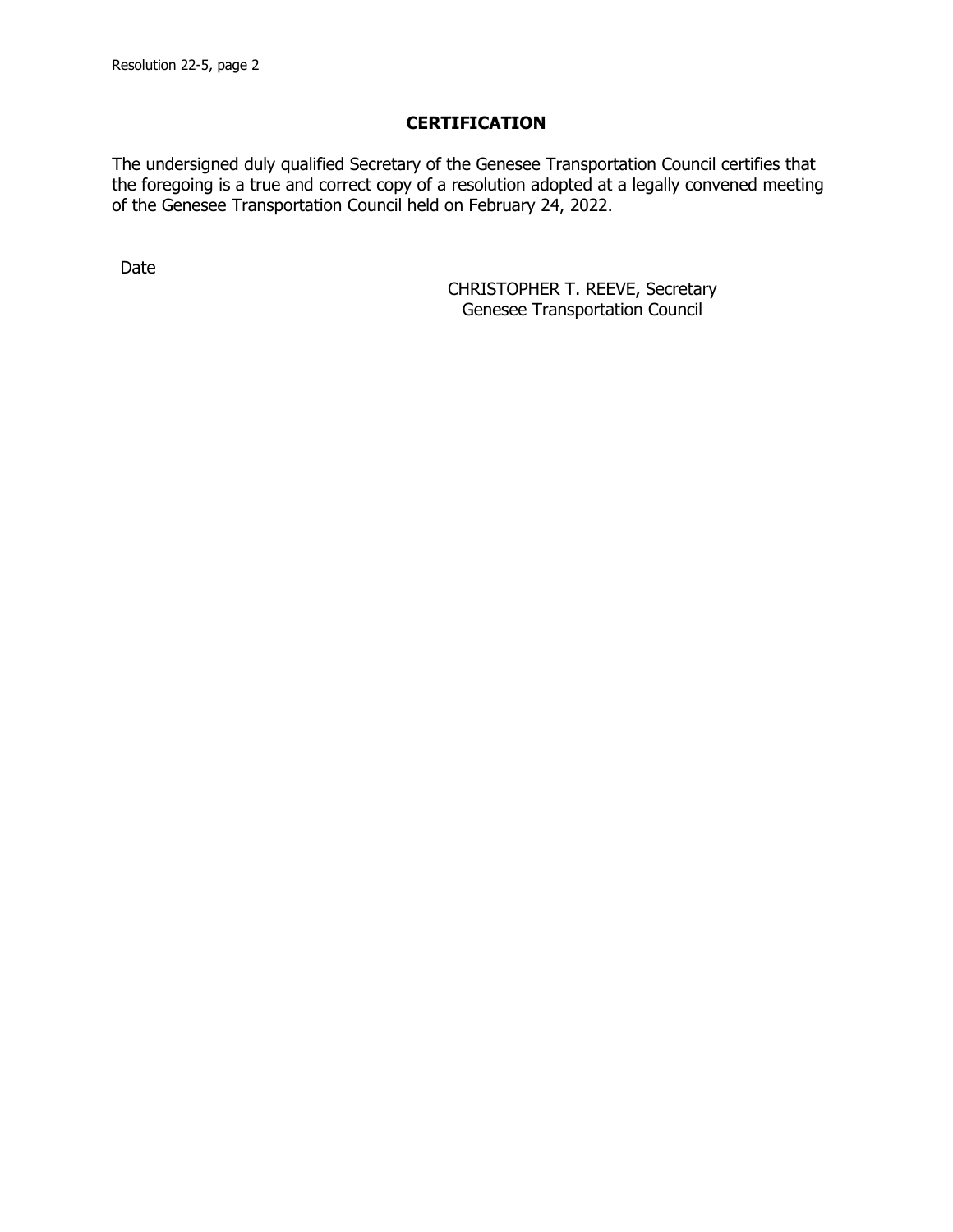## CERTIFICATION

The undersigned duly qualified Secretary of the Genesee Transportation Council certifies that the foregoing is a true and correct copy of a resolution adopted at a legally convened meeting of the Genesee Transportation Council held on February 24, 2022.

Date ______________

______________________________
CHRISTOPHER T. REEVE, Secretary
Genesee Transportation Council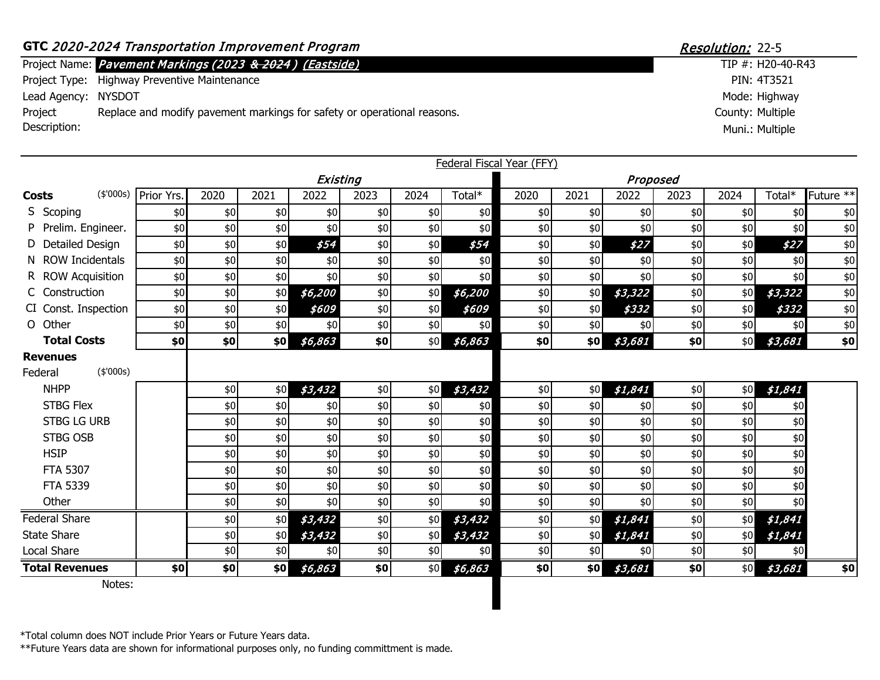**GTC** *2020-2024 Transportation Improvement Program*

***Resolution:*** 22-5

| | |
|---|---|
| Project Name: | ***Pavement Markings (2023 ~~& 2024~~) (Eastside)*** |
| Project Type: | Highway Preventive Maintenance |
| Lead Agency: | NYSDOT |
| Project Description: | Replace and modify pavement markings for safety or operational reasons. |

TIP #: H20-40-R43
PIN: 4T3521
Mode: Highway
County: Multiple
Muni.: Multiple

Federal Fiscal Year (FFY)

| | | Existing | | | | | | | Proposed | | | | | | |
|---|---|---|---|---|---|---|---|---|---|---|---|---|---|---|---|
| **Costs** ($'000s) | Prior Yrs. | 2020 | 2021 | 2022 | 2023 | 2024 | Total* | 2020 | 2021 | 2022 | 2023 | 2024 | Total* | Future ** |
| S Scoping | $0 | $0 | $0 | $0 | $0 | $0 | $0 | $0 | $0 | $0 | $0 | $0 | $0 | $0 |
| P Prelim. Engineer. | $0 | $0 | $0 | $0 | $0 | $0 | $0 | $0 | $0 | $0 | $0 | $0 | $0 | $0 |
| D Detailed Design | $0 | $0 | $0 | *$54* | $0 | $0 | *$54* | $0 | $0 | *$27* | $0 | $0 | *$27* | $0 |
| N ROW Incidentals | $0 | $0 | $0 | $0 | $0 | $0 | $0 | $0 | $0 | $0 | $0 | $0 | $0 | $0 |
| R ROW Acquisition | $0 | $0 | $0 | $0 | $0 | $0 | $0 | $0 | $0 | $0 | $0 | $0 | $0 | $0 |
| C Construction | $0 | $0 | $0 | *$6,200* | $0 | $0 | *$6,200* | $0 | $0 | *$3,322* | $0 | $0 | *$3,322* | $0 |
| CI Const. Inspection | $0 | $0 | $0 | *$609* | $0 | $0 | *$609* | $0 | $0 | *$332* | $0 | $0 | *$332* | $0 |
| O Other | $0 | $0 | $0 | $0 | $0 | $0 | $0 | $0 | $0 | $0 | $0 | $0 | $0 | $0 |
| **Total Costs** | **$0** | **$0** | **$0** | ***$6,863*** | **$0** | $0 | ***$6,863*** | **$0** | **$0** | ***$3,681*** | **$0** | $0 | ***$3,681*** | **$0** |
| **Revenues** | | | | | | | | | | | | | | |
| Federal ($'000s) | | | | | | | | | | | | | | |
| NHPP | | $0 | $0 | *$3,432* | $0 | $0 | *$3,432* | $0 | $0 | *$1,841* | $0 | $0 | *$1,841* | |
| STBG Flex | | $0 | $0 | $0 | $0 | $0 | $0 | $0 | $0 | $0 | $0 | $0 | $0 | |
| STBG LG URB | | $0 | $0 | $0 | $0 | $0 | $0 | $0 | $0 | $0 | $0 | $0 | $0 | |
| STBG OSB | | $0 | $0 | $0 | $0 | $0 | $0 | $0 | $0 | $0 | $0 | $0 | $0 | |
| HSIP | | $0 | $0 | $0 | $0 | $0 | $0 | $0 | $0 | $0 | $0 | $0 | $0 | |
| FTA 5307 | | $0 | $0 | $0 | $0 | $0 | $0 | $0 | $0 | $0 | $0 | $0 | $0 | |
| FTA 5339 | | $0 | $0 | $0 | $0 | $0 | $0 | $0 | $0 | $0 | $0 | $0 | $0 | |
| Other | | $0 | $0 | $0 | $0 | $0 | $0 | $0 | $0 | $0 | $0 | $0 | $0 | |
| Federal Share | | $0 | $0 | *$3,432* | $0 | $0 | *$3,432* | $0 | $0 | *$1,841* | $0 | $0 | *$1,841* | |
| State Share | | $0 | $0 | *$3,432* | $0 | $0 | *$3,432* | $0 | $0 | *$1,841* | $0 | $0 | *$1,841* | |
| Local Share | | $0 | $0 | $0 | $0 | $0 | $0 | $0 | $0 | $0 | $0 | $0 | $0 | |
| **Total Revenues** | **$0** | **$0** | **$0** | ***$6,863*** | **$0** | $0 | ***$6,863*** | **$0** | **$0** | ***$3,681*** | **$0** | $0 | ***$3,681*** | **$0** |

Notes:

*Total column does NOT include Prior Years or Future Years data.
**Future Years data are shown for informational purposes only, no funding committment is made.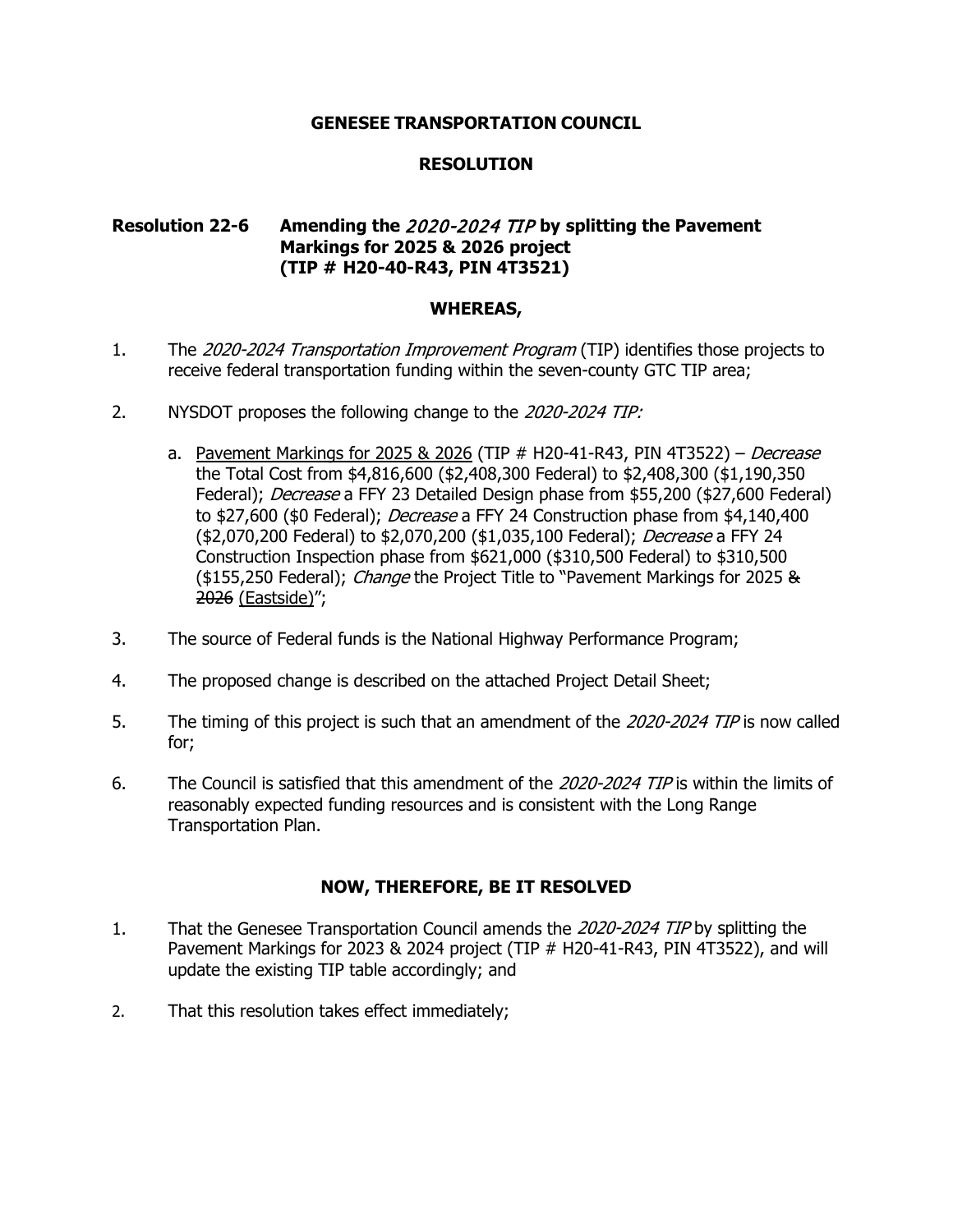**GENESEE TRANSPORTATION COUNCIL**

**RESOLUTION**

**Resolution 22-6 Amending the *2020-2024 TIP* by splitting the Pavement Markings for 2025 & 2026 project (TIP # H20-40-R43, PIN 4T3521)**

**WHEREAS,**

1. The *2020-2024 Transportation Improvement Program* (TIP) identifies those projects to receive federal transportation funding within the seven-county GTC TIP area;

2. NYSDOT proposes the following change to the *2020-2024 TIP:*

   a. <u>Pavement Markings for 2025 & 2026</u> (TIP # H20-41-R43, PIN 4T3522) – *Decrease* the Total Cost from $4,816,600 ($2,408,300 Federal) to $2,408,300 ($1,190,350 Federal); *Decrease* a FFY 23 Detailed Design phase from $55,200 ($27,600 Federal) to $27,600 ($0 Federal); *Decrease* a FFY 24 Construction phase from $4,140,400 ($2,070,200 Federal) to $2,070,200 ($1,035,100 Federal); *Decrease* a FFY 24 Construction Inspection phase from $621,000 ($310,500 Federal) to $310,500 ($155,250 Federal); *Change* the Project Title to "Pavement Markings for 2025 ~~& 2026~~ <u>(Eastside)</u>";

3. The source of Federal funds is the National Highway Performance Program;

4. The proposed change is described on the attached Project Detail Sheet;

5. The timing of this project is such that an amendment of the *2020-2024 TIP* is now called for;

6. The Council is satisfied that this amendment of the *2020-2024 TIP* is within the limits of reasonably expected funding resources and is consistent with the Long Range Transportation Plan.

**NOW, THEREFORE, BE IT RESOLVED**

1. That the Genesee Transportation Council amends the *2020-2024 TIP* by splitting the Pavement Markings for 2023 & 2024 project (TIP # H20-41-R43, PIN 4T3522), and will update the existing TIP table accordingly; and

2. That this resolution takes effect immediately;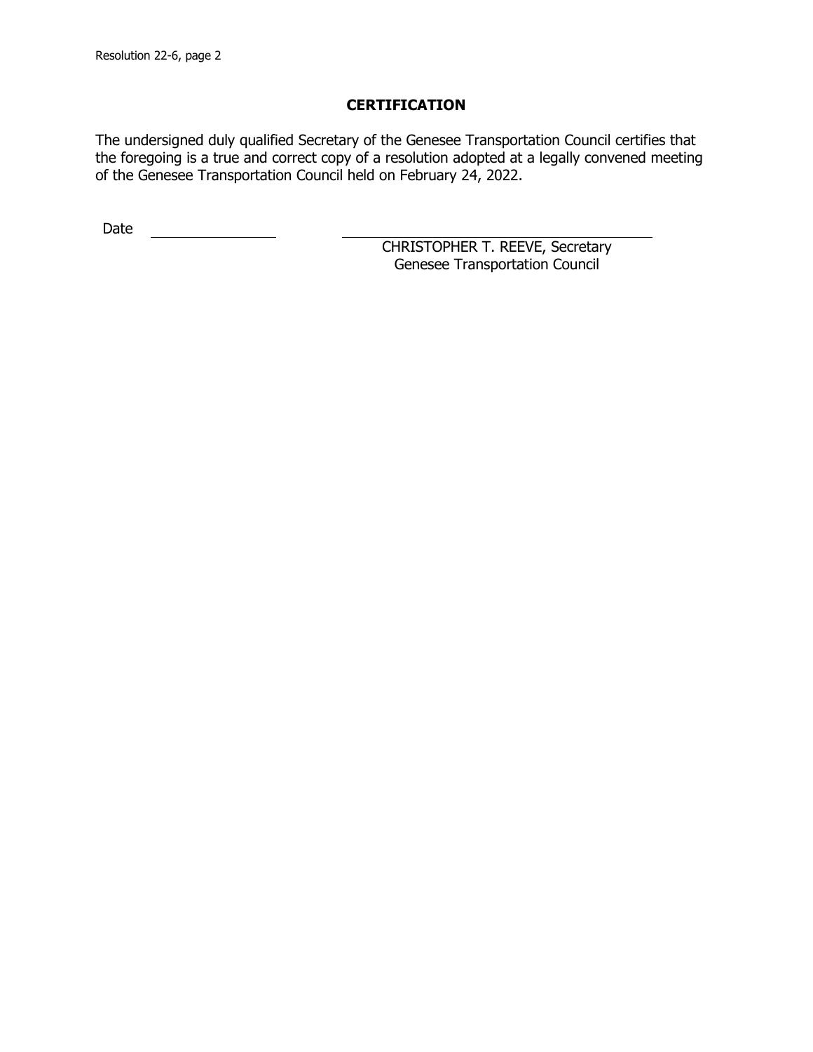## CERTIFICATION

The undersigned duly qualified Secretary of the Genesee Transportation Council certifies that the foregoing is a true and correct copy of a resolution adopted at a legally convened meeting of the Genesee Transportation Council held on February 24, 2022.

Date ________________

_______________________________________

CHRISTOPHER T. REEVE, Secretary
Genesee Transportation Council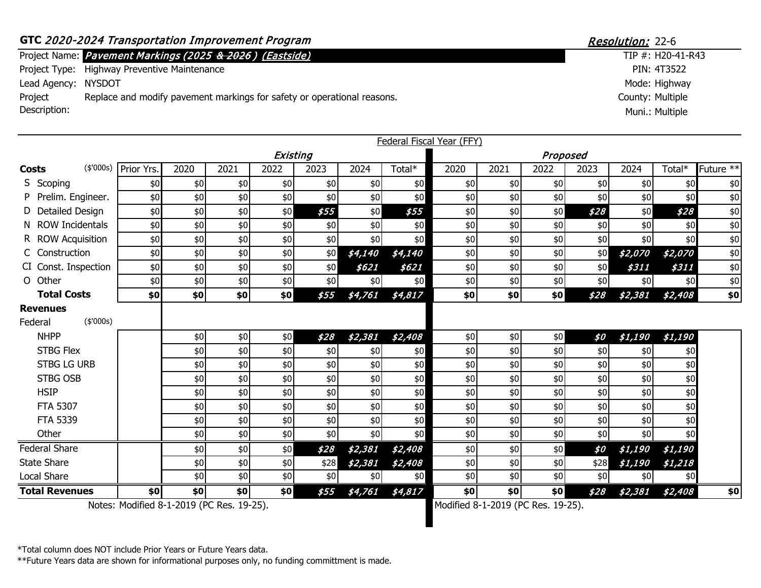**GTC** *2020-2024 Transportation Improvement Program* — ***Resolution:*** 22-6

| | | | |
|---|---|---|---|
| Project Name: | ***Pavement Markings (2025 ~~& 2026~~ ) (Eastside)*** | TIP #: | H20-41-R43 |
| Project Type: | Highway Preventive Maintenance | PIN: | 4T3522 |
| Lead Agency: | NYSDOT | Mode: | Highway |
| Project Description: | Replace and modify pavement markings for safety or operational reasons. | County: | Multiple |
| | | Muni.: | Multiple |

Federal Fiscal Year (FFY)

| | | *Existing* | | | | | | | *Proposed* | | | | | | |
|---|---|---|---|---|---|---|---|---|---|---|---|---|---|---|---|
| **Costs** ($'000s) | Prior Yrs. | 2020 | 2021 | 2022 | 2023 | 2024 | Total* | 2020 | 2021 | 2022 | 2023 | 2024 | Total* | Future ** |
| S Scoping | $0 | $0 | $0 | $0 | $0 | $0 | $0 | $0 | $0 | $0 | $0 | $0 | $0 | $0 |
| P Prelim. Engineer. | $0 | $0 | $0 | $0 | $0 | $0 | $0 | $0 | $0 | $0 | $0 | $0 | $0 | $0 |
| D Detailed Design | $0 | $0 | $0 | $0 | ***$55*** | $0 | ***$55*** | $0 | $0 | $0 | ***$28*** | $0 | ***$28*** | $0 |
| N ROW Incidentals | $0 | $0 | $0 | $0 | $0 | $0 | $0 | $0 | $0 | $0 | $0 | $0 | $0 | $0 |
| R ROW Acquisition | $0 | $0 | $0 | $0 | $0 | $0 | $0 | $0 | $0 | $0 | $0 | $0 | $0 | $0 |
| C Construction | $0 | $0 | $0 | $0 | $0 | ***$4,140*** | ***$4,140*** | $0 | $0 | $0 | $0 | ***$2,070*** | ***$2,070*** | $0 |
| CI Const. Inspection | $0 | $0 | $0 | $0 | $0 | ***$621*** | ***$621*** | $0 | $0 | $0 | $0 | ***$311*** | ***$311*** | $0 |
| O Other | $0 | $0 | $0 | $0 | $0 | $0 | $0 | $0 | $0 | $0 | $0 | $0 | $0 | $0 |
| **Total Costs** | **$0** | **$0** | **$0** | **$0** | ***$55*** | ***$4,761*** | ***$4,817*** | **$0** | **$0** | **$0** | ***$28*** | ***$2,381*** | ***$2,408*** | **$0** |
| **Revenues** | | | | | | | | | | | | | | |
| Federal ($'000s) | | | | | | | | | | | | | | |
| NHPP | | $0 | $0 | $0 | ***$28*** | ***$2,381*** | ***$2,408*** | $0 | $0 | $0 | ***$0*** | ***$1,190*** | ***$1,190*** | |
| STBG Flex | | $0 | $0 | $0 | $0 | $0 | $0 | $0 | $0 | $0 | $0 | $0 | $0 | |
| STBG LG URB | | $0 | $0 | $0 | $0 | $0 | $0 | $0 | $0 | $0 | $0 | $0 | $0 | |
| STBG OSB | | $0 | $0 | $0 | $0 | $0 | $0 | $0 | $0 | $0 | $0 | $0 | $0 | |
| HSIP | | $0 | $0 | $0 | $0 | $0 | $0 | $0 | $0 | $0 | $0 | $0 | $0 | |
| FTA 5307 | | $0 | $0 | $0 | $0 | $0 | $0 | $0 | $0 | $0 | $0 | $0 | $0 | |
| FTA 5339 | | $0 | $0 | $0 | $0 | $0 | $0 | $0 | $0 | $0 | $0 | $0 | $0 | |
| Other | | $0 | $0 | $0 | $0 | $0 | $0 | $0 | $0 | $0 | $0 | $0 | $0 | |
| Federal Share | | $0 | $0 | $0 | ***$28*** | ***$2,381*** | ***$2,408*** | $0 | $0 | $0 | ***$0*** | ***$1,190*** | ***$1,190*** | |
| State Share | | $0 | $0 | $0 | $28 | ***$2,381*** | ***$2,408*** | $0 | $0 | $0 | $28 | ***$1,190*** | ***$1,218*** | |
| Local Share | | $0 | $0 | $0 | $0 | $0 | $0 | $0 | $0 | $0 | $0 | $0 | $0 | |
| **Total Revenues** | **$0** | **$0** | **$0** | **$0** | ***$55*** | ***$4,761*** | ***$4,817*** | **$0** | **$0** | **$0** | ***$28*** | ***$2,381*** | ***$2,408*** | **$0** |

Notes: Modified 8-1-2019 (PC Res. 19-25). | Modified 8-1-2019 (PC Res. 19-25).

*Total column does NOT include Prior Years or Future Years data.

**Future Years data are shown for informational purposes only, no funding committment is made.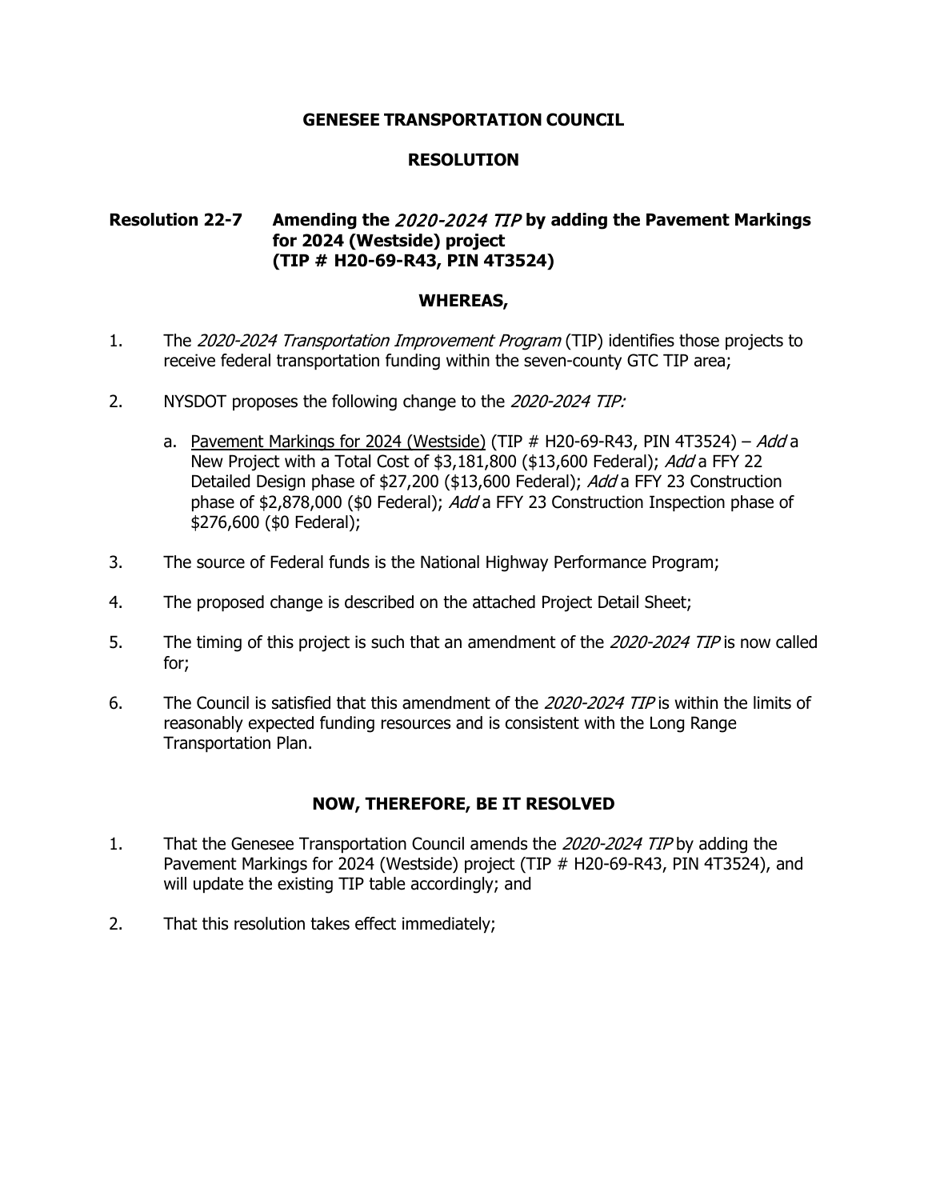# GENESEE TRANSPORTATION COUNCIL

## RESOLUTION

**Resolution 22-7 Amending the *2020-2024 TIP* by adding the Pavement Markings for 2024 (Westside) project (TIP # H20-69-R43, PIN 4T3524)**

### WHEREAS,

1. The *2020-2024 Transportation Improvement Program* (TIP) identifies those projects to receive federal transportation funding within the seven-county GTC TIP area;

2. NYSDOT proposes the following change to the *2020-2024 TIP:*

   a. <u>Pavement Markings for 2024 (Westside)</u> (TIP # H20-69-R43, PIN 4T3524) – *Add* a New Project with a Total Cost of $3,181,800 ($13,600 Federal); *Add* a FFY 22 Detailed Design phase of $27,200 ($13,600 Federal); *Add* a FFY 23 Construction phase of $2,878,000 ($0 Federal); *Add* a FFY 23 Construction Inspection phase of $276,600 ($0 Federal);

3. The source of Federal funds is the National Highway Performance Program;

4. The proposed change is described on the attached Project Detail Sheet;

5. The timing of this project is such that an amendment of the *2020-2024 TIP* is now called for;

6. The Council is satisfied that this amendment of the *2020-2024 TIP* is within the limits of reasonably expected funding resources and is consistent with the Long Range Transportation Plan.

### NOW, THEREFORE, BE IT RESOLVED

1. That the Genesee Transportation Council amends the *2020-2024 TIP* by adding the Pavement Markings for 2024 (Westside) project (TIP # H20-69-R43, PIN 4T3524), and will update the existing TIP table accordingly; and

2. That this resolution takes effect immediately;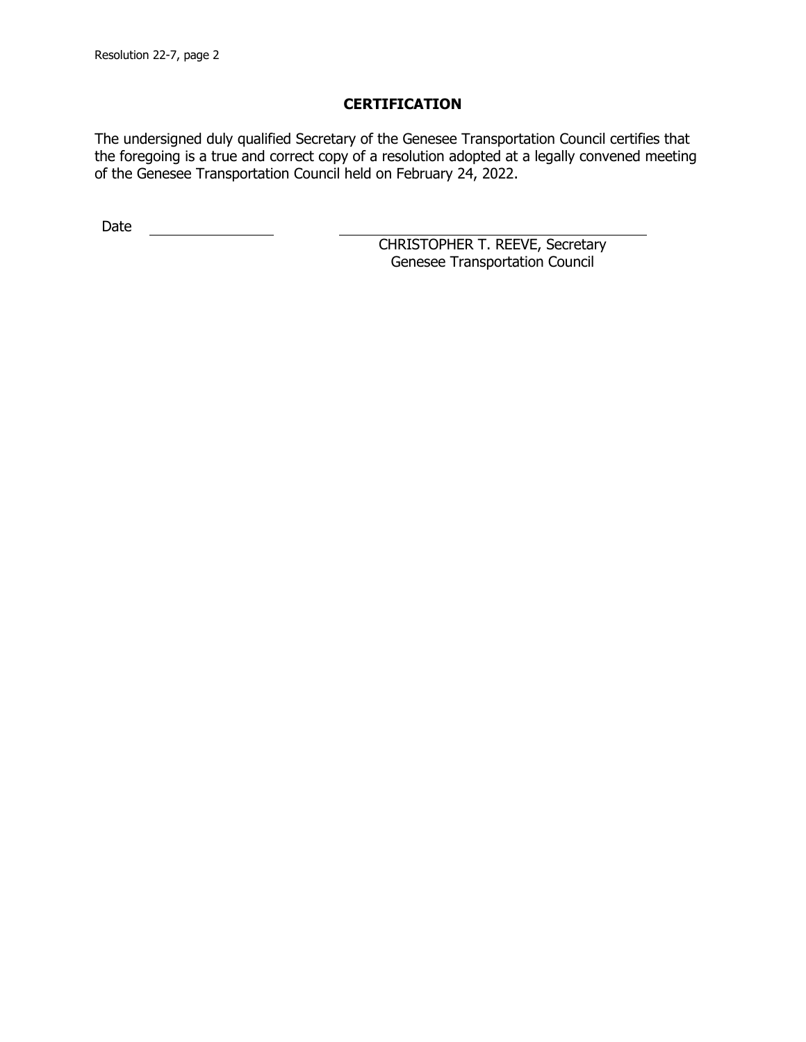## CERTIFICATION

The undersigned duly qualified Secretary of the Genesee Transportation Council certifies that the foregoing is a true and correct copy of a resolution adopted at a legally convened meeting of the Genesee Transportation Council held on February 24, 2022.

Date \_\_\_\_\_\_\_\_\_\_\_\_\_\_\_\_

\_\_\_\_\_\_\_\_\_\_\_\_\_\_\_\_\_\_\_\_\_\_\_\_\_\_\_\_\_\_\_\_\_\_\_\_

CHRISTOPHER T. REEVE, Secretary
Genesee Transportation Council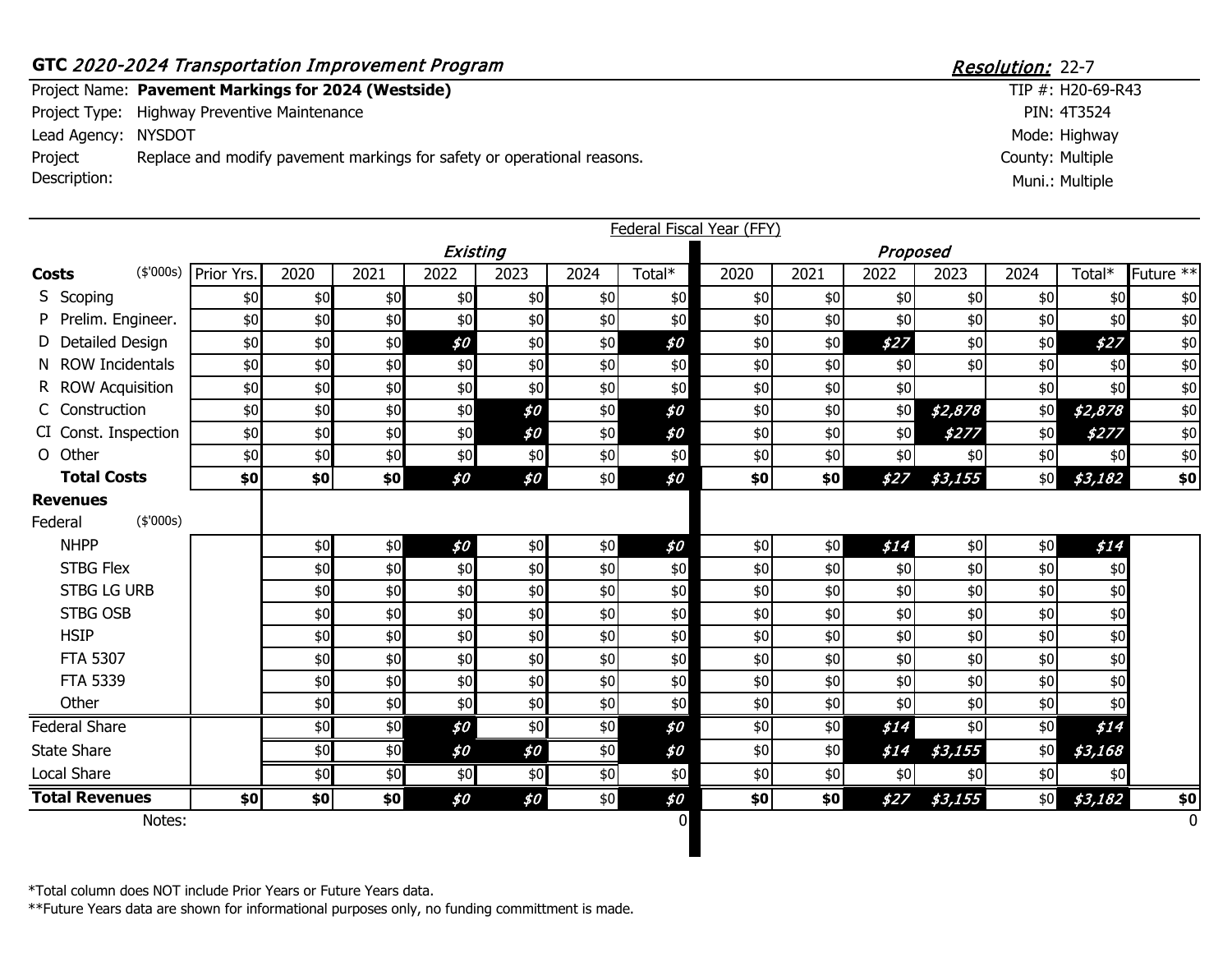**GTC** *2020-2024 Transportation Improvement Program* — ***Resolution:*** 22-7

Project Name: **Pavement Markings for 2024 (Westside)** — TIP #: H20-69-R43

Project Type: Highway Preventive Maintenance — PIN: 4T3524

Lead Agency: NYSDOT — Mode: Highway

Project Description: Replace and modify pavement markings for safety or operational reasons. — County: Multiple

Muni.: Multiple

| | Federal Fiscal Year (FFY) | | | | | | | | | | | | | | |
|---|---|---|---|---|---|---|---|---|---|---|---|---|---|---|---|
| | | *Existing* | | | | | | *Proposed* | | | | | | | |
| **Costs** ($'000s) | Prior Yrs. | 2020 | 2021 | 2022 | 2023 | 2024 | Total* | 2020 | 2021 | 2022 | 2023 | 2024 | Total* | Future ** |
| S Scoping | $0 | $0 | $0 | $0 | $0 | $0 | $0 | $0 | $0 | $0 | $0 | $0 | $0 | $0 |
| P Prelim. Engineer. | $0 | $0 | $0 | $0 | $0 | $0 | $0 | $0 | $0 | $0 | $0 | $0 | $0 | $0 |
| D Detailed Design | $0 | $0 | $0 | $0 | $0 | $0 | $0 | $0 | $0 | $27 | $0 | $0 | $27 | $0 |
| N ROW Incidentals | $0 | $0 | $0 | $0 | $0 | $0 | $0 | $0 | $0 | $0 | $0 | $0 | $0 | $0 |
| R ROW Acquisition | $0 | $0 | $0 | $0 | $0 | $0 | $0 | $0 | $0 | $0 | | $0 | $0 | $0 |
| C Construction | $0 | $0 | $0 | $0 | $0 | $0 | $0 | $0 | $0 | $0 | $2,878 | $0 | $2,878 | $0 |
| CI Const. Inspection | $0 | $0 | $0 | $0 | $0 | $0 | $0 | $0 | $0 | $0 | $277 | $0 | $277 | $0 |
| O Other | $0 | $0 | $0 | $0 | $0 | $0 | $0 | $0 | $0 | $0 | $0 | $0 | $0 | $0 |
| **Total Costs** | **$0** | **$0** | **$0** | $0 | $0 | $0 | $0 | **$0** | **$0** | $27 | $3,155 | $0 | $3,182 | **$0** |
| **Revenues** | | | | | | | | | | | | | | |
| Federal ($'000s) | | | | | | | | | | | | | | |
| NHPP | | $0 | $0 | $0 | $0 | $0 | $0 | $0 | $0 | $14 | $0 | $0 | $14 | |
| STBG Flex | | $0 | $0 | $0 | $0 | $0 | $0 | $0 | $0 | $0 | $0 | $0 | $0 | |
| STBG LG URB | | $0 | $0 | $0 | $0 | $0 | $0 | $0 | $0 | $0 | $0 | $0 | $0 | |
| STBG OSB | | $0 | $0 | $0 | $0 | $0 | $0 | $0 | $0 | $0 | $0 | $0 | $0 | |
| HSIP | | $0 | $0 | $0 | $0 | $0 | $0 | $0 | $0 | $0 | $0 | $0 | $0 | |
| FTA 5307 | | $0 | $0 | $0 | $0 | $0 | $0 | $0 | $0 | $0 | $0 | $0 | $0 | |
| FTA 5339 | | $0 | $0 | $0 | $0 | $0 | $0 | $0 | $0 | $0 | $0 | $0 | $0 | |
| Other | | $0 | $0 | $0 | $0 | $0 | $0 | $0 | $0 | $0 | $0 | $0 | $0 | |
| Federal Share | | $0 | $0 | $0 | $0 | $0 | $0 | $0 | $0 | $14 | $0 | $0 | $14 | |
| State Share | | $0 | $0 | $0 | $0 | $0 | $0 | $0 | $0 | $14 | $3,155 | $0 | $3,168 | |
| Local Share | | $0 | $0 | $0 | $0 | $0 | $0 | $0 | $0 | $0 | $0 | $0 | $0 | |
| **Total Revenues** | **$0** | **$0** | **$0** | $0 | $0 | $0 | $0 | **$0** | **$0** | $27 | $3,155 | $0 | $3,182 | **$0** |
| Notes: | | | | | | | 0 | | | | | | | 0 |

*Total column does NOT include Prior Years or Future Years data.

**Future Years data are shown for informational purposes only, no funding committment is made.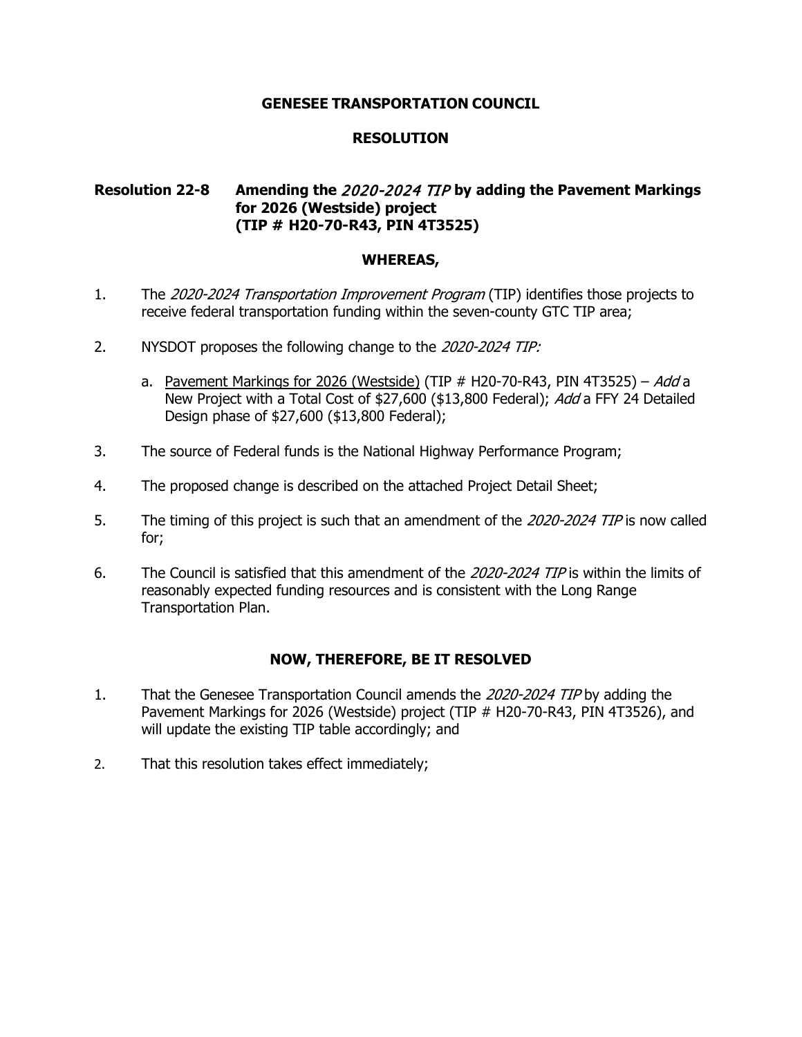**GENESEE TRANSPORTATION COUNCIL**

**RESOLUTION**

**Resolution 22-8 Amending the *2020-2024 TIP* by adding the Pavement Markings for 2026 (Westside) project (TIP # H20-70-R43, PIN 4T3525)**

**WHEREAS,**

1. The *2020-2024 Transportation Improvement Program* (TIP) identifies those projects to receive federal transportation funding within the seven-county GTC TIP area;

2. NYSDOT proposes the following change to the *2020-2024 TIP:*

   a. Pavement Markings for 2026 (Westside) (TIP # H20-70-R43, PIN 4T3525) – *Add* a New Project with a Total Cost of $27,600 ($13,800 Federal); *Add* a FFY 24 Detailed Design phase of $27,600 ($13,800 Federal);

3. The source of Federal funds is the National Highway Performance Program;

4. The proposed change is described on the attached Project Detail Sheet;

5. The timing of this project is such that an amendment of the *2020-2024 TIP* is now called for;

6. The Council is satisfied that this amendment of the *2020-2024 TIP* is within the limits of reasonably expected funding resources and is consistent with the Long Range Transportation Plan.

**NOW, THEREFORE, BE IT RESOLVED**

1. That the Genesee Transportation Council amends the *2020-2024 TIP* by adding the Pavement Markings for 2026 (Westside) project (TIP # H20-70-R43, PIN 4T3526), and will update the existing TIP table accordingly; and

2. That this resolution takes effect immediately;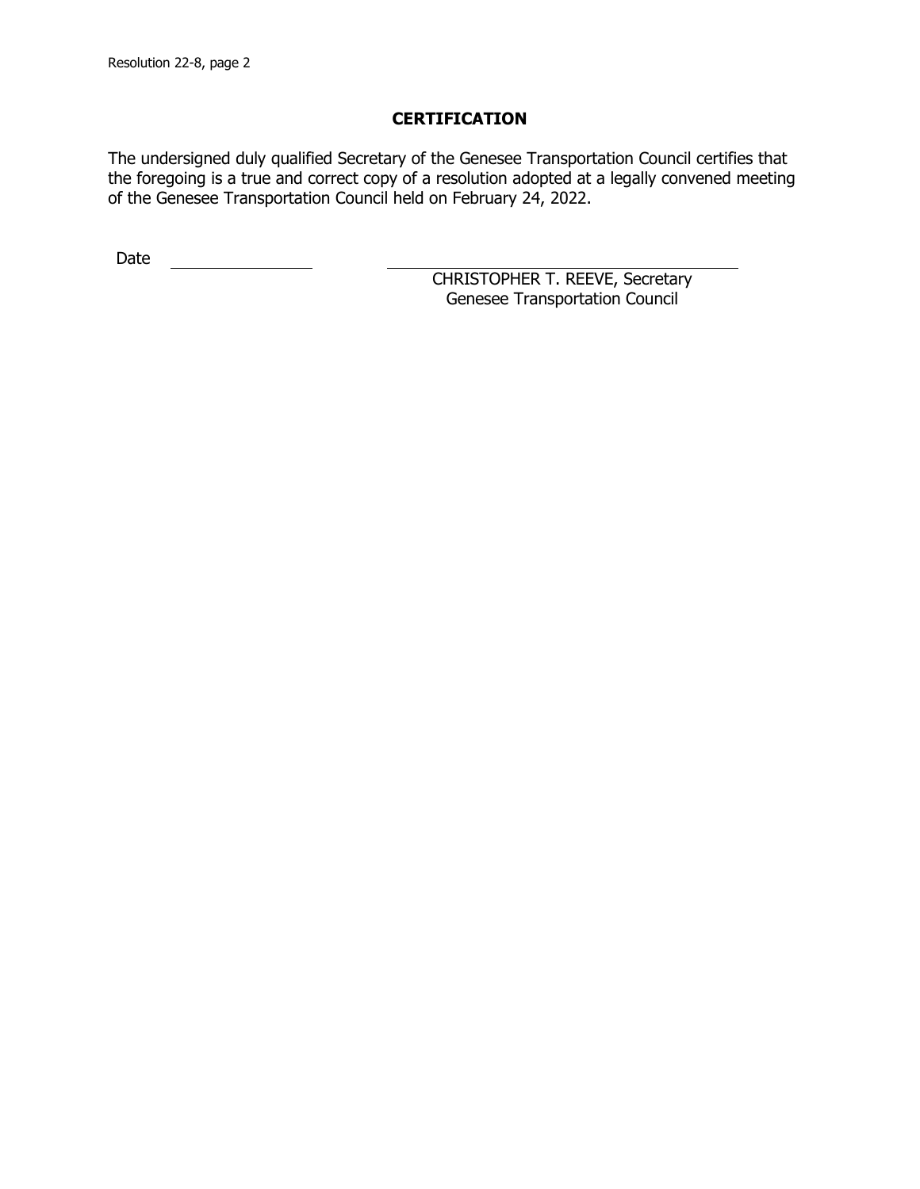## CERTIFICATION

The undersigned duly qualified Secretary of the Genesee Transportation Council certifies that the foregoing is a true and correct copy of a resolution adopted at a legally convened meeting of the Genesee Transportation Council held on February 24, 2022.

Date \_\_\_\_\_\_\_\_\_\_\_\_\_\_\_\_

\_\_\_\_\_\_\_\_\_\_\_\_\_\_\_\_\_\_\_\_\_\_\_\_\_\_\_\_\_\_\_\_\_\_\_\_

CHRISTOPHER T. REEVE, Secretary
Genesee Transportation Council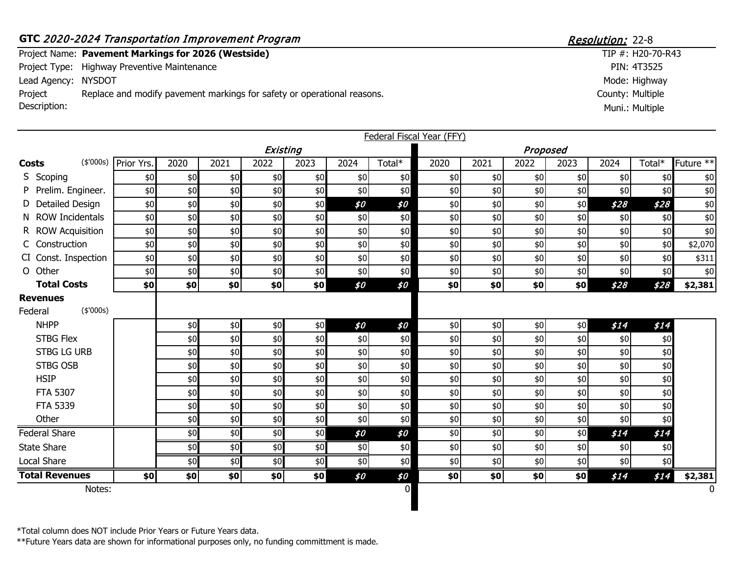**GTC** *2020-2024 Transportation Improvement Program* — ***Resolution:*** 22-8

| | | | |
|---|---|---|---|
| Project Name: | **Pavement Markings for 2026 (Westside)** | TIP #: | H20-70-R43 |
| Project Type: | Highway Preventive Maintenance | PIN: | 4T3525 |
| Lead Agency: | NYSDOT | Mode: | Highway |
| Project Description: | Replace and modify pavement markings for safety or operational reasons. | County: | Multiple |
| | | Muni.: | Multiple |

Federal Fiscal Year (FFY)

| | | Existing | | | | | | | Proposed | | | | | | |
|---|---|---|---|---|---|---|---|---|---|---|---|---|---|---|---|
| **Costs** ($'000s) | Prior Yrs. | 2020 | 2021 | 2022 | 2023 | 2024 | Total* | 2020 | 2021 | 2022 | 2023 | 2024 | Total* | Future ** |
| S Scoping | $0 | $0 | $0 | $0 | $0 | $0 | $0 | $0 | $0 | $0 | $0 | $0 | $0 | $0 |
| P Prelim. Engineer. | $0 | $0 | $0 | $0 | $0 | $0 | $0 | $0 | $0 | $0 | $0 | $0 | $0 | $0 |
| D Detailed Design | $0 | $0 | $0 | $0 | $0 | ***$0*** | ***$0*** | $0 | $0 | $0 | $0 | ***$28*** | ***$28*** | $0 |
| N ROW Incidentals | $0 | $0 | $0 | $0 | $0 | $0 | $0 | $0 | $0 | $0 | $0 | $0 | $0 | $0 |
| R ROW Acquisition | $0 | $0 | $0 | $0 | $0 | $0 | $0 | $0 | $0 | $0 | $0 | $0 | $0 | $0 |
| C Construction | $0 | $0 | $0 | $0 | $0 | $0 | $0 | $0 | $0 | $0 | $0 | $0 | $0 | $2,070 |
| CI Const. Inspection | $0 | $0 | $0 | $0 | $0 | $0 | $0 | $0 | $0 | $0 | $0 | $0 | $0 | $311 |
| O Other | $0 | $0 | $0 | $0 | $0 | $0 | $0 | $0 | $0 | $0 | $0 | $0 | $0 | $0 |
| **Total Costs** | **$0** | **$0** | **$0** | **$0** | **$0** | ***$0*** | ***$0*** | **$0** | **$0** | **$0** | **$0** | ***$28*** | ***$28*** | **$2,381** |
| **Revenues** | | | | | | | | | | | | | | |
| Federal ($'000s) | | | | | | | | | | | | | | |
| NHPP | | $0 | $0 | $0 | $0 | ***$0*** | ***$0*** | $0 | $0 | $0 | $0 | ***$14*** | ***$14*** | |
| STBG Flex | | $0 | $0 | $0 | $0 | $0 | $0 | $0 | $0 | $0 | $0 | $0 | $0 | |
| STBG LG URB | | $0 | $0 | $0 | $0 | $0 | $0 | $0 | $0 | $0 | $0 | $0 | $0 | |
| STBG OSB | | $0 | $0 | $0 | $0 | $0 | $0 | $0 | $0 | $0 | $0 | $0 | $0 | |
| HSIP | | $0 | $0 | $0 | $0 | $0 | $0 | $0 | $0 | $0 | $0 | $0 | $0 | |
| FTA 5307 | | $0 | $0 | $0 | $0 | $0 | $0 | $0 | $0 | $0 | $0 | $0 | $0 | |
| FTA 5339 | | $0 | $0 | $0 | $0 | $0 | $0 | $0 | $0 | $0 | $0 | $0 | $0 | |
| Other | | $0 | $0 | $0 | $0 | $0 | $0 | $0 | $0 | $0 | $0 | $0 | $0 | |
| Federal Share | | $0 | $0 | $0 | $0 | ***$0*** | ***$0*** | $0 | $0 | $0 | $0 | ***$14*** | ***$14*** | |
| State Share | | $0 | $0 | $0 | $0 | $0 | $0 | $0 | $0 | $0 | $0 | $0 | $0 | |
| Local Share | | $0 | $0 | $0 | $0 | $0 | $0 | $0 | $0 | $0 | $0 | $0 | $0 | |
| **Total Revenues** | **$0** | **$0** | **$0** | **$0** | **$0** | ***$0*** | ***$0*** | **$0** | **$0** | **$0** | **$0** | ***$14*** | ***$14*** | **$2,381** |
| Notes: | | | | | | | 0 | | | | | | | 0 |

*Total column does NOT include Prior Years or Future Years data.
**Future Years data are shown for informational purposes only, no funding committment is made.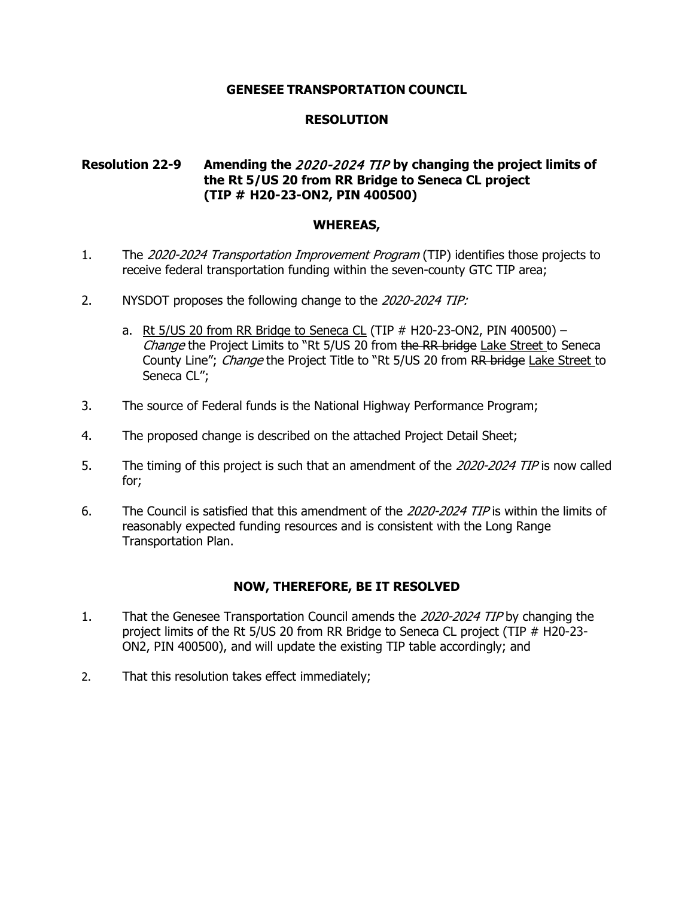**GENESEE TRANSPORTATION COUNCIL**

**RESOLUTION**

**Resolution 22-9 Amending the *2020-2024 TIP* by changing the project limits of the Rt 5/US 20 from RR Bridge to Seneca CL project (TIP # H20-23-ON2, PIN 400500)**

**WHEREAS,**

1. The *2020-2024 Transportation Improvement Program* (TIP) identifies those projects to receive federal transportation funding within the seven-county GTC TIP area;

2. NYSDOT proposes the following change to the *2020-2024 TIP:*

   a. <u>Rt 5/US 20 from RR Bridge to Seneca CL</u> (TIP # H20-23-ON2, PIN 400500) – *Change* the Project Limits to "Rt 5/US 20 from ~~the RR bridge~~ <u>Lake Street</u> to Seneca County Line"; *Change* the Project Title to "Rt 5/US 20 from ~~RR bridge~~ <u>Lake Street</u> to Seneca CL";

3. The source of Federal funds is the National Highway Performance Program;

4. The proposed change is described on the attached Project Detail Sheet;

5. The timing of this project is such that an amendment of the *2020-2024 TIP* is now called for;

6. The Council is satisfied that this amendment of the *2020-2024 TIP* is within the limits of reasonably expected funding resources and is consistent with the Long Range Transportation Plan.

**NOW, THEREFORE, BE IT RESOLVED**

1. That the Genesee Transportation Council amends the *2020-2024 TIP* by changing the project limits of the Rt 5/US 20 from RR Bridge to Seneca CL project (TIP # H20-23-ON2, PIN 400500), and will update the existing TIP table accordingly; and

2. That this resolution takes effect immediately;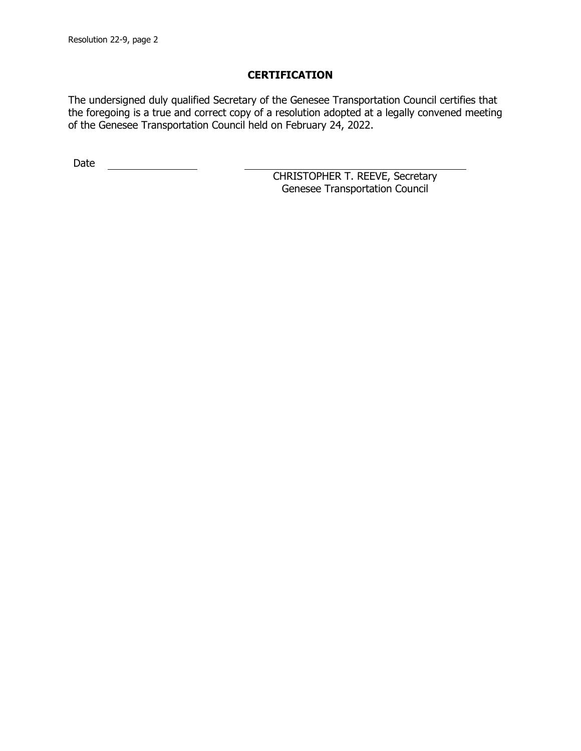## CERTIFICATION

The undersigned duly qualified Secretary of the Genesee Transportation Council certifies that the foregoing is a true and correct copy of a resolution adopted at a legally convened meeting of the Genesee Transportation Council held on February 24, 2022.

Date \_\_\_\_\_\_\_\_\_\_\_\_\_\_\_\_

\_\_\_\_\_\_\_\_\_\_\_\_\_\_\_\_\_\_\_\_\_\_\_\_\_\_\_\_\_\_\_\_\_\_\_\_

CHRISTOPHER T. REEVE, Secretary
Genesee Transportation Council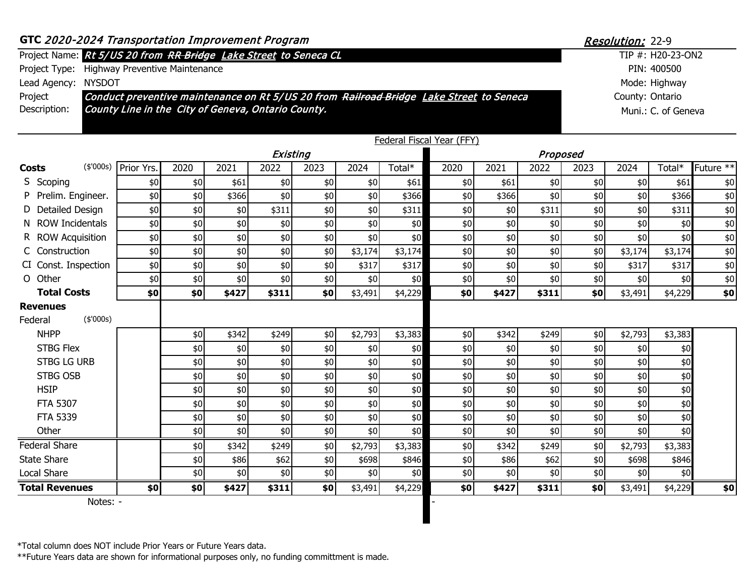**GTC** *2020-2024 Transportation Improvement Program*

***Resolution:*** 22-9

| | |
|---|---|
| Project Name: | ***Rt 5/US 20 from ~~RR Bridge~~ Lake Street to Seneca CL*** |
| Project Type: | Highway Preventive Maintenance |
| Lead Agency: | NYSDOT |
| Project Description: | ***Conduct preventive maintenance on Rt 5/US 20 from ~~Railroad Bridge~~ Lake Street to Seneca County Line in the City of Geneva, Ontario County.*** |

TIP #: H20-23-ON2
PIN: 400500
Mode: Highway
County: Ontario
Muni.: C. of Geneva

Federal Fiscal Year (FFY)

| | | *Existing* | | | | | | | *Proposed* | | | | | | |
|---|---|---|---|---|---|---|---|---|---|---|---|---|---|---|---|
| **Costs** ($'000s) | Prior Yrs. | 2020 | 2021 | 2022 | 2023 | 2024 | Total* | 2020 | 2021 | 2022 | 2023 | 2024 | Total* | Future ** |
| S Scoping | $0 | $0 | $61 | $0 | $0 | $0 | $61 | $0 | $61 | $0 | $0 | $0 | $61 | $0 |
| P Prelim. Engineer. | $0 | $0 | $366 | $0 | $0 | $0 | $366 | $0 | $366 | $0 | $0 | $0 | $366 | $0 |
| D Detailed Design | $0 | $0 | $0 | $311 | $0 | $0 | $311 | $0 | $0 | $311 | $0 | $0 | $311 | $0 |
| N ROW Incidentals | $0 | $0 | $0 | $0 | $0 | $0 | $0 | $0 | $0 | $0 | $0 | $0 | $0 | $0 |
| R ROW Acquisition | $0 | $0 | $0 | $0 | $0 | $0 | $0 | $0 | $0 | $0 | $0 | $0 | $0 | $0 |
| C Construction | $0 | $0 | $0 | $0 | $0 | $3,174 | $3,174 | $0 | $0 | $0 | $0 | $3,174 | $3,174 | $0 |
| CI Const. Inspection | $0 | $0 | $0 | $0 | $0 | $317 | $317 | $0 | $0 | $0 | $0 | $317 | $317 | $0 |
| O Other | $0 | $0 | $0 | $0 | $0 | $0 | $0 | $0 | $0 | $0 | $0 | $0 | $0 | $0 |
| **Total Costs** | **$0** | **$0** | **$427** | **$311** | **$0** | $3,491 | $4,229 | **$0** | **$427** | **$311** | **$0** | $3,491 | $4,229 | **$0** |
| **Revenues** | | | | | | | | | | | | | | |
| Federal ($'000s) | | | | | | | | | | | | | | |
| NHPP | | $0 | $342 | $249 | $0 | $2,793 | $3,383 | $0 | $342 | $249 | $0 | $2,793 | $3,383 | |
| STBG Flex | | $0 | $0 | $0 | $0 | $0 | $0 | $0 | $0 | $0 | $0 | $0 | $0 | |
| STBG LG URB | | $0 | $0 | $0 | $0 | $0 | $0 | $0 | $0 | $0 | $0 | $0 | $0 | |
| STBG OSB | | $0 | $0 | $0 | $0 | $0 | $0 | $0 | $0 | $0 | $0 | $0 | $0 | |
| HSIP | | $0 | $0 | $0 | $0 | $0 | $0 | $0 | $0 | $0 | $0 | $0 | $0 | |
| FTA 5307 | | $0 | $0 | $0 | $0 | $0 | $0 | $0 | $0 | $0 | $0 | $0 | $0 | |
| FTA 5339 | | $0 | $0 | $0 | $0 | $0 | $0 | $0 | $0 | $0 | $0 | $0 | $0 | |
| Other | | $0 | $0 | $0 | $0 | $0 | $0 | $0 | $0 | $0 | $0 | $0 | $0 | |
| Federal Share | | $0 | $342 | $249 | $0 | $2,793 | $3,383 | $0 | $342 | $249 | $0 | $2,793 | $3,383 | |
| State Share | | $0 | $86 | $62 | $0 | $698 | $846 | $0 | $86 | $62 | $0 | $698 | $846 | |
| Local Share | | $0 | $0 | $0 | $0 | $0 | $0 | $0 | $0 | $0 | $0 | $0 | $0 | |
| **Total Revenues** | **$0** | **$0** | **$427** | **$311** | **$0** | $3,491 | $4,229 | **$0** | **$427** | **$311** | **$0** | $3,491 | $4,229 | **$0** |

Notes: - | -

*Total column does NOT include Prior Years or Future Years data.
**Future Years data are shown for informational purposes only, no funding committment is made.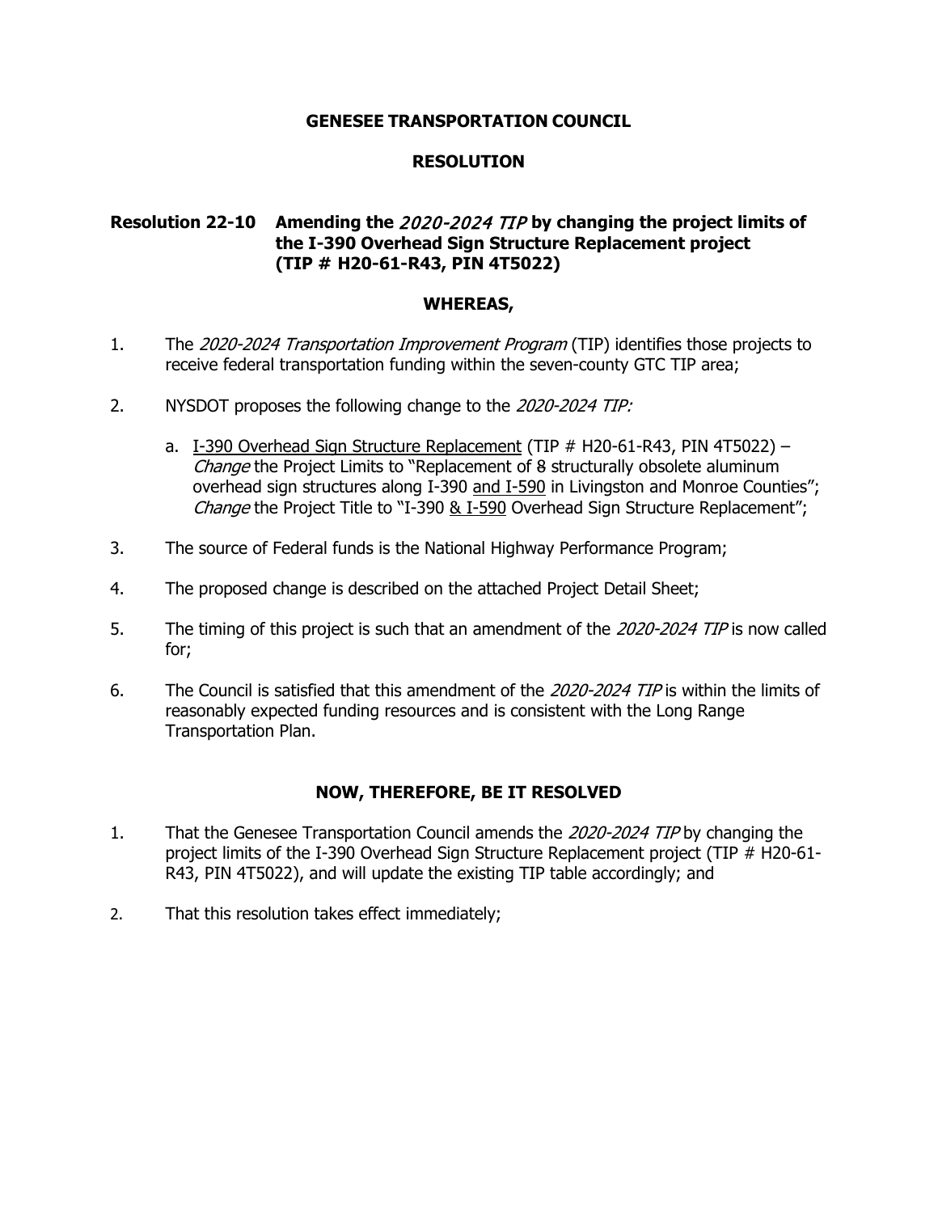**GENESEE TRANSPORTATION COUNCIL**

**RESOLUTION**

**Resolution 22-10 Amending the *2020-2024 TIP* by changing the project limits of the I-390 Overhead Sign Structure Replacement project (TIP # H20-61-R43, PIN 4T5022)**

**WHEREAS,**

1. The *2020-2024 Transportation Improvement Program* (TIP) identifies those projects to receive federal transportation funding within the seven-county GTC TIP area;

2. NYSDOT proposes the following change to the *2020-2024 TIP:*

   a. <u>I-390 Overhead Sign Structure Replacement</u> (TIP # H20-61-R43, PIN 4T5022) – *Change* the Project Limits to "Replacement of ~~8~~ structurally obsolete aluminum overhead sign structures along I-390 <u>and I-590</u> in Livingston and Monroe Counties"; *Change* the Project Title to "I-390 <u>& I-590</u> Overhead Sign Structure Replacement";

3. The source of Federal funds is the National Highway Performance Program;

4. The proposed change is described on the attached Project Detail Sheet;

5. The timing of this project is such that an amendment of the *2020-2024 TIP* is now called for;

6. The Council is satisfied that this amendment of the *2020-2024 TIP* is within the limits of reasonably expected funding resources and is consistent with the Long Range Transportation Plan.

**NOW, THEREFORE, BE IT RESOLVED**

1. That the Genesee Transportation Council amends the *2020-2024 TIP* by changing the project limits of the I-390 Overhead Sign Structure Replacement project (TIP # H20-61-R43, PIN 4T5022), and will update the existing TIP table accordingly; and

2. That this resolution takes effect immediately;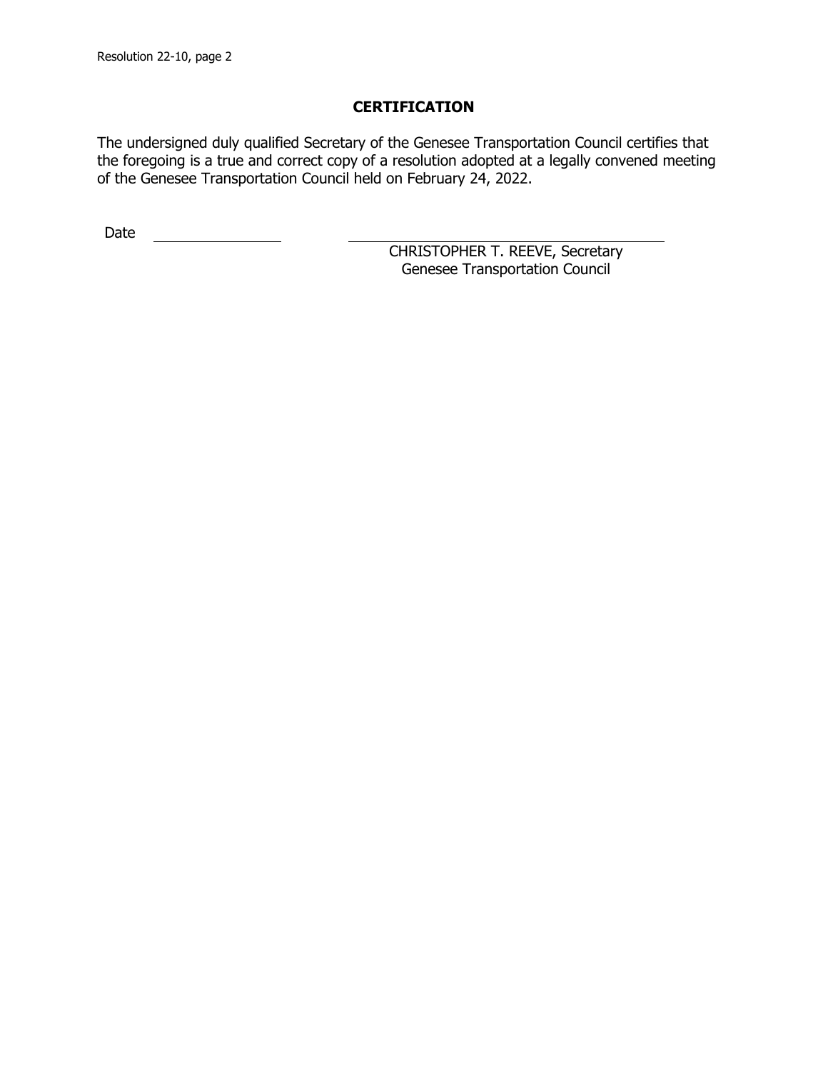## CERTIFICATION

The undersigned duly qualified Secretary of the Genesee Transportation Council certifies that the foregoing is a true and correct copy of a resolution adopted at a legally convened meeting of the Genesee Transportation Council held on February 24, 2022.

Date \_\_\_\_\_\_\_\_\_\_\_\_\_\_\_\_ \_\_\_\_\_\_\_\_\_\_\_\_\_\_\_\_\_\_\_\_\_\_\_\_\_\_\_\_\_\_\_\_\_\_\_\_

CHRISTOPHER T. REEVE, Secretary
Genesee Transportation Council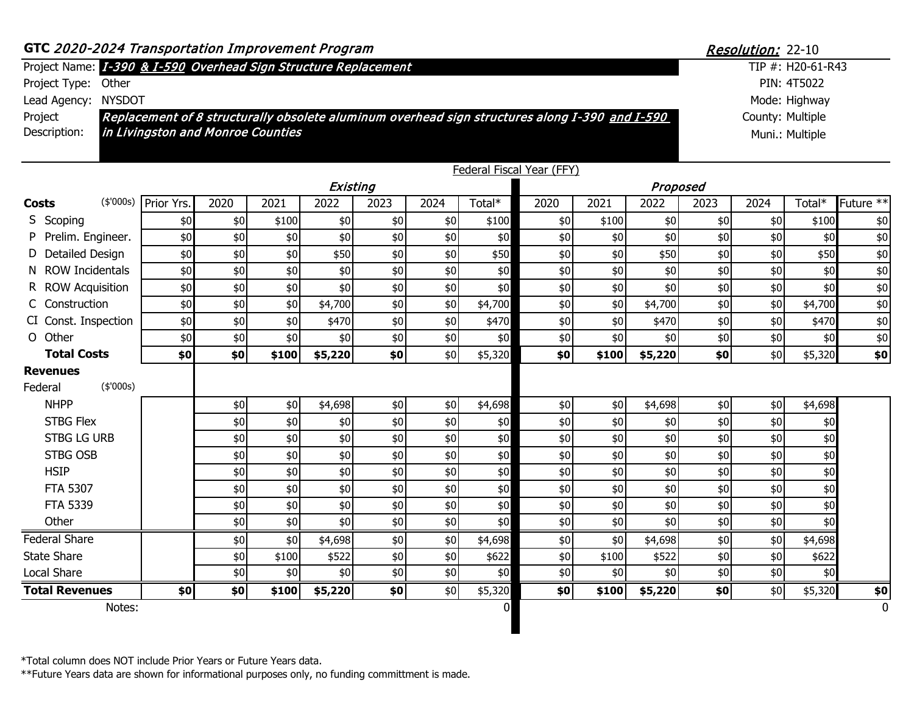**GTC** *2020-2024 Transportation Improvement Program* | ***Resolution:*** 22-10

| | | | |
|---|---|---|---|
| Project Name: | ***I-390 & I-590 Overhead Sign Structure Replacement*** | TIP #: | H20-61-R43 |
| Project Type: | Other | PIN: | 4T5022 |
| Lead Agency: | NYSDOT | Mode: | Highway |
| Project Description: | ***Replacement of 8 structurally obsolete aluminum overhead sign structures along I-390 and I-590 in Livingston and Monroe Counties*** | County: | Multiple |
| | | Muni.: | Multiple |

Federal Fiscal Year (FFY)

| | | Existing | | | | | | | Proposed | | | | | | |
|---|---|---|---|---|---|---|---|---|---|---|---|---|---|---|---|
| **Costs** ($'000s) | Prior Yrs. | 2020 | 2021 | 2022 | 2023 | 2024 | Total* | 2020 | 2021 | 2022 | 2023 | 2024 | Total* | Future ** |
| S Scoping | $0 | $0 | $100 | $0 | $0 | $0 | $100 | $0 | $100 | $0 | $0 | $0 | $100 | $0 |
| P Prelim. Engineer. | $0 | $0 | $0 | $0 | $0 | $0 | $0 | $0 | $0 | $0 | $0 | $0 | $0 | $0 |
| D Detailed Design | $0 | $0 | $0 | $50 | $0 | $0 | $50 | $0 | $0 | $50 | $0 | $0 | $50 | $0 |
| N ROW Incidentals | $0 | $0 | $0 | $0 | $0 | $0 | $0 | $0 | $0 | $0 | $0 | $0 | $0 | $0 |
| R ROW Acquisition | $0 | $0 | $0 | $0 | $0 | $0 | $0 | $0 | $0 | $0 | $0 | $0 | $0 | $0 |
| C Construction | $0 | $0 | $0 | $4,700 | $0 | $0 | $4,700 | $0 | $0 | $4,700 | $0 | $0 | $4,700 | $0 |
| CI Const. Inspection | $0 | $0 | $0 | $470 | $0 | $0 | $470 | $0 | $0 | $470 | $0 | $0 | $470 | $0 |
| O Other | $0 | $0 | $0 | $0 | $0 | $0 | $0 | $0 | $0 | $0 | $0 | $0 | $0 | $0 |
| **Total Costs** | **$0** | **$0** | **$100** | **$5,220** | **$0** | $0 | $5,320 | **$0** | **$100** | **$5,220** | **$0** | $0 | $5,320 | **$0** |
| **Revenues** | | | | | | | | | | | | | | |
| Federal ($'000s) | | | | | | | | | | | | | | |
| NHPP | | $0 | $0 | $4,698 | $0 | $0 | $4,698 | $0 | $0 | $4,698 | $0 | $0 | $4,698 | |
| STBG Flex | | $0 | $0 | $0 | $0 | $0 | $0 | $0 | $0 | $0 | $0 | $0 | $0 | |
| STBG LG URB | | $0 | $0 | $0 | $0 | $0 | $0 | $0 | $0 | $0 | $0 | $0 | $0 | |
| STBG OSB | | $0 | $0 | $0 | $0 | $0 | $0 | $0 | $0 | $0 | $0 | $0 | $0 | |
| HSIP | | $0 | $0 | $0 | $0 | $0 | $0 | $0 | $0 | $0 | $0 | $0 | $0 | |
| FTA 5307 | | $0 | $0 | $0 | $0 | $0 | $0 | $0 | $0 | $0 | $0 | $0 | $0 | |
| FTA 5339 | | $0 | $0 | $0 | $0 | $0 | $0 | $0 | $0 | $0 | $0 | $0 | $0 | |
| Other | | $0 | $0 | $0 | $0 | $0 | $0 | $0 | $0 | $0 | $0 | $0 | $0 | |
| Federal Share | | $0 | $0 | $4,698 | $0 | $0 | $4,698 | $0 | $0 | $4,698 | $0 | $0 | $4,698 | |
| State Share | | $0 | $100 | $522 | $0 | $0 | $622 | $0 | $100 | $522 | $0 | $0 | $622 | |
| Local Share | | $0 | $0 | $0 | $0 | $0 | $0 | $0 | $0 | $0 | $0 | $0 | $0 | |
| **Total Revenues** | **$0** | **$0** | **$100** | **$5,220** | **$0** | $0 | $5,320 | **$0** | **$100** | **$5,220** | **$0** | $0 | $5,320 | **$0** |
| Notes: | | | | | | | 0 | | | | | | | 0 |

*Total column does NOT include Prior Years or Future Years data.

**Future Years data are shown for informational purposes only, no funding committment is made.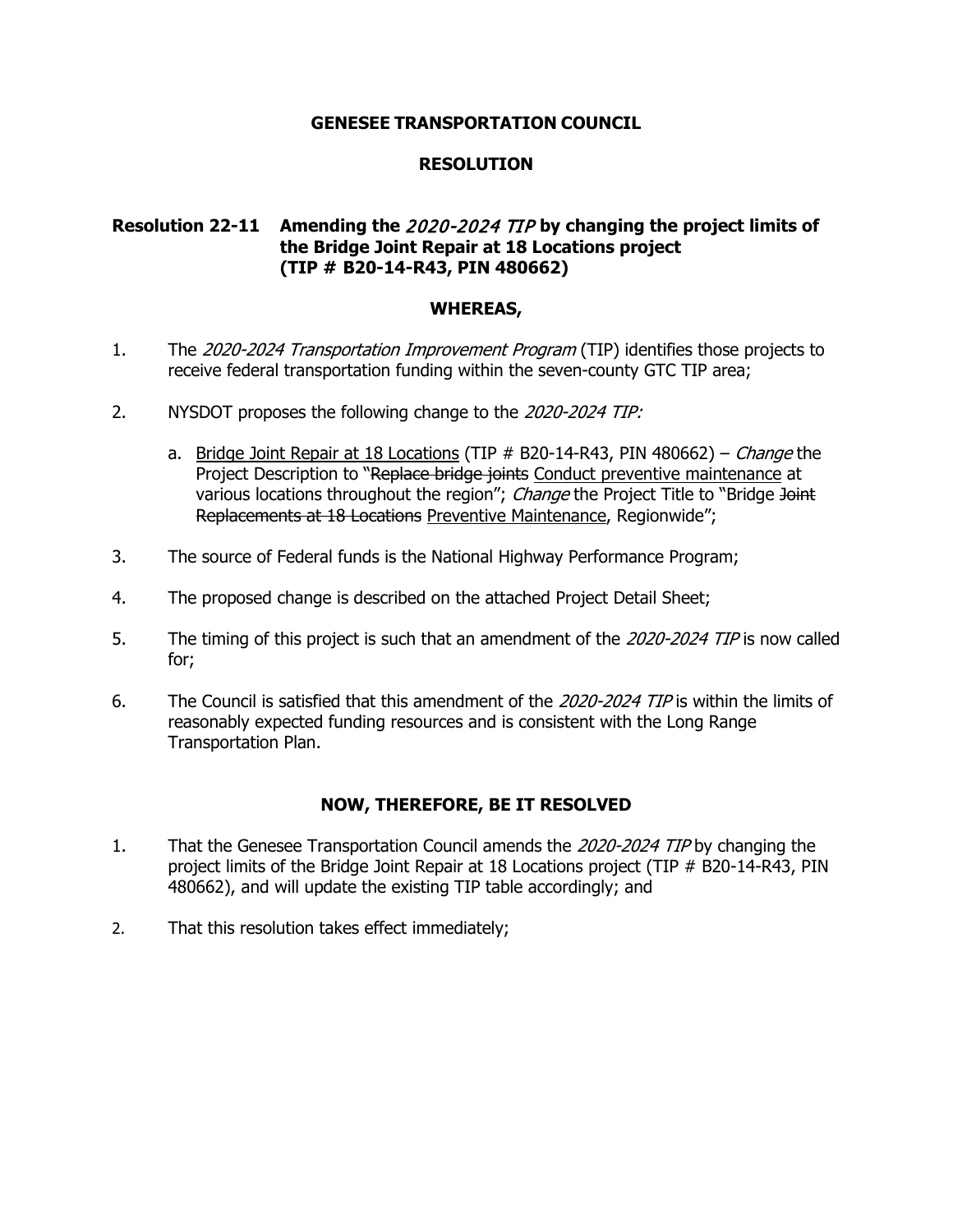**GENESEE TRANSPORTATION COUNCIL**

**RESOLUTION**

**Resolution 22-11 Amending the *2020-2024 TIP* by changing the project limits of the Bridge Joint Repair at 18 Locations project (TIP # B20-14-R43, PIN 480662)**

**WHEREAS,**

1. The *2020-2024 Transportation Improvement Program* (TIP) identifies those projects to receive federal transportation funding within the seven-county GTC TIP area;

2. NYSDOT proposes the following change to the *2020-2024 TIP:*

   a. <u>Bridge Joint Repair at 18 Locations</u> (TIP # B20-14-R43, PIN 480662) – *Change* the Project Description to "~~Replace bridge joints~~ <u>Conduct preventive maintenance</u> at various locations throughout the region"; *Change* the Project Title to "Bridge ~~Joint Replacements at 18 Locations~~ <u>Preventive Maintenance</u>, Regionwide";

3. The source of Federal funds is the National Highway Performance Program;

4. The proposed change is described on the attached Project Detail Sheet;

5. The timing of this project is such that an amendment of the *2020-2024 TIP* is now called for;

6. The Council is satisfied that this amendment of the *2020-2024 TIP* is within the limits of reasonably expected funding resources and is consistent with the Long Range Transportation Plan.

**NOW, THEREFORE, BE IT RESOLVED**

1. That the Genesee Transportation Council amends the *2020-2024 TIP* by changing the project limits of the Bridge Joint Repair at 18 Locations project (TIP # B20-14-R43, PIN 480662), and will update the existing TIP table accordingly; and

2. That this resolution takes effect immediately;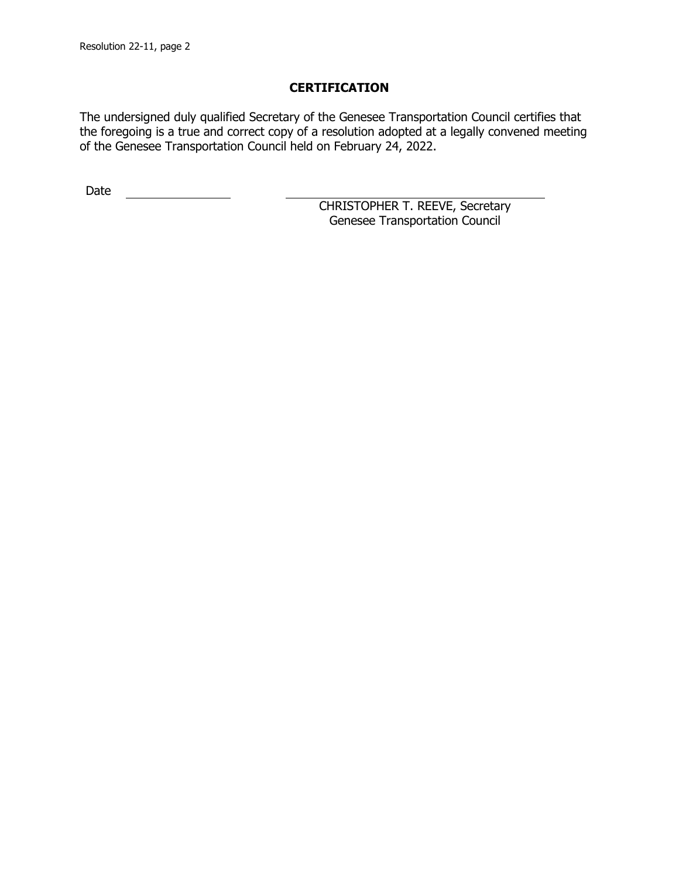## CERTIFICATION

The undersigned duly qualified Secretary of the Genesee Transportation Council certifies that the foregoing is a true and correct copy of a resolution adopted at a legally convened meeting of the Genesee Transportation Council held on February 24, 2022.

Date \_\_\_\_\_\_\_\_\_\_\_\_\_\_\_\_

\_\_\_\_\_\_\_\_\_\_\_\_\_\_\_\_\_\_\_\_\_\_\_\_\_\_\_\_\_\_\_\_\_\_\_\_
CHRISTOPHER T. REEVE, Secretary
Genesee Transportation Council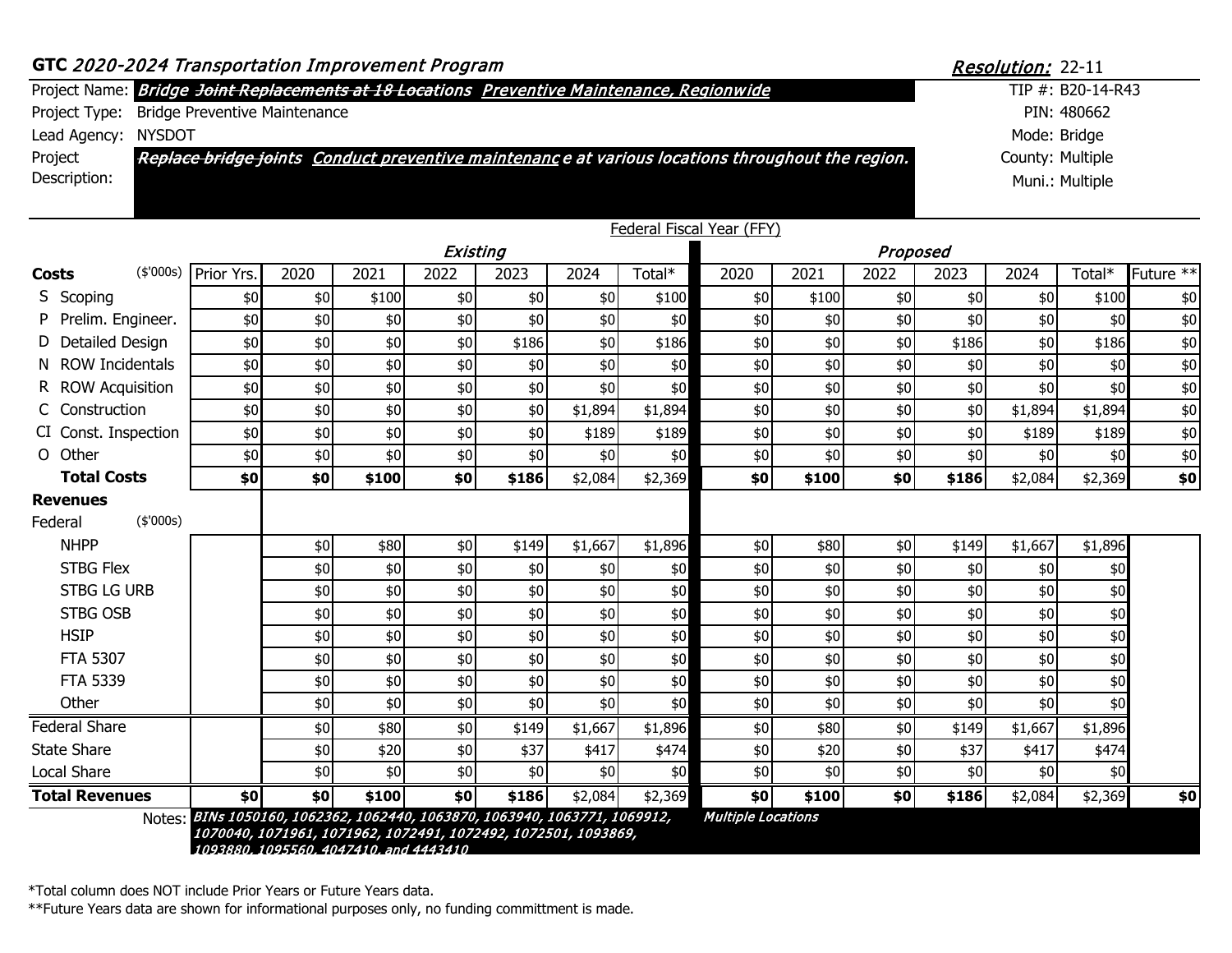**GTC** *2020-2024 Transportation Improvement Program*

***Resolution:*** 22-11

| | | | |
|---|---|---|---|
| Project Name: | ***Bridge ~~Joint Replacements at 18 Locations~~ Preventive Maintenance, Regionwide*** | TIP #: | B20-14-R43 |
| Project Type: | Bridge Preventive Maintenance | PIN: | 480662 |
| Lead Agency: | NYSDOT | Mode: | Bridge |
| Project Description: | ***~~Replace bridge joints~~ Conduct preventive maintenance at various locations throughout the region.*** | County: | Multiple |
| | | Muni.: | Multiple |

Federal Fiscal Year (FFY)

| Costs ($'000s) | Prior Yrs. | Existing 2020 | Existing 2021 | Existing 2022 | Existing 2023 | Existing 2024 | Existing Total* | Proposed 2020 | Proposed 2021 | Proposed 2022 | Proposed 2023 | Proposed 2024 | Proposed Total* | Future ** |
|---|---|---|---|---|---|---|---|---|---|---|---|---|---|---|
| S Scoping | $0 | $0 | $100 | $0 | $0 | $0 | $100 | $0 | $100 | $0 | $0 | $0 | $100 | $0 |
| P Prelim. Engineer. | $0 | $0 | $0 | $0 | $0 | $0 | $0 | $0 | $0 | $0 | $0 | $0 | $0 | $0 |
| D Detailed Design | $0 | $0 | $0 | $0 | $186 | $0 | $186 | $0 | $0 | $0 | $186 | $0 | $186 | $0 |
| N ROW Incidentals | $0 | $0 | $0 | $0 | $0 | $0 | $0 | $0 | $0 | $0 | $0 | $0 | $0 | $0 |
| R ROW Acquisition | $0 | $0 | $0 | $0 | $0 | $0 | $0 | $0 | $0 | $0 | $0 | $0 | $0 | $0 |
| C Construction | $0 | $0 | $0 | $0 | $0 | $1,894 | $1,894 | $0 | $0 | $0 | $0 | $1,894 | $1,894 | $0 |
| CI Const. Inspection | $0 | $0 | $0 | $0 | $0 | $189 | $189 | $0 | $0 | $0 | $0 | $189 | $189 | $0 |
| O Other | $0 | $0 | $0 | $0 | $0 | $0 | $0 | $0 | $0 | $0 | $0 | $0 | $0 | $0 |
| **Total Costs** | **$0** | **$0** | **$100** | **$0** | **$186** | $2,084 | $2,369 | **$0** | **$100** | **$0** | **$186** | $2,084 | $2,369 | **$0** |
| **Revenues** | | | | | | | | | | | | | | |
| Federal ($'000s) | | | | | | | | | | | | | | |
| NHPP | | $0 | $80 | $0 | $149 | $1,667 | $1,896 | $0 | $80 | $0 | $149 | $1,667 | $1,896 | |
| STBG Flex | | $0 | $0 | $0 | $0 | $0 | $0 | $0 | $0 | $0 | $0 | $0 | $0 | |
| STBG LG URB | | $0 | $0 | $0 | $0 | $0 | $0 | $0 | $0 | $0 | $0 | $0 | $0 | |
| STBG OSB | | $0 | $0 | $0 | $0 | $0 | $0 | $0 | $0 | $0 | $0 | $0 | $0 | |
| HSIP | | $0 | $0 | $0 | $0 | $0 | $0 | $0 | $0 | $0 | $0 | $0 | $0 | |
| FTA 5307 | | $0 | $0 | $0 | $0 | $0 | $0 | $0 | $0 | $0 | $0 | $0 | $0 | |
| FTA 5339 | | $0 | $0 | $0 | $0 | $0 | $0 | $0 | $0 | $0 | $0 | $0 | $0 | |
| Other | | $0 | $0 | $0 | $0 | $0 | $0 | $0 | $0 | $0 | $0 | $0 | $0 | |
| Federal Share | | $0 | $80 | $0 | $149 | $1,667 | $1,896 | $0 | $80 | $0 | $149 | $1,667 | $1,896 | |
| State Share | | $0 | $20 | $0 | $37 | $417 | $474 | $0 | $20 | $0 | $37 | $417 | $474 | |
| Local Share | | $0 | $0 | $0 | $0 | $0 | $0 | $0 | $0 | $0 | $0 | $0 | $0 | |
| **Total Revenues** | **$0** | **$0** | **$100** | **$0** | **$186** | $2,084 | $2,369 | **$0** | **$100** | **$0** | **$186** | $2,084 | $2,369 | **$0** |

Notes: ***BINs 1050160, 1062362, 1062440, 1063870, 1063940, 1063771, 1069912, 1070040, 1071961, 1071962, 1072491, 1072492, 1072501, 1093869, 1093880, 1095560, 4047410, and 4443410*** | ***Multiple Locations***

*Total column does NOT include Prior Years or Future Years data.

**Future Years data are shown for informational purposes only, no funding committment is made.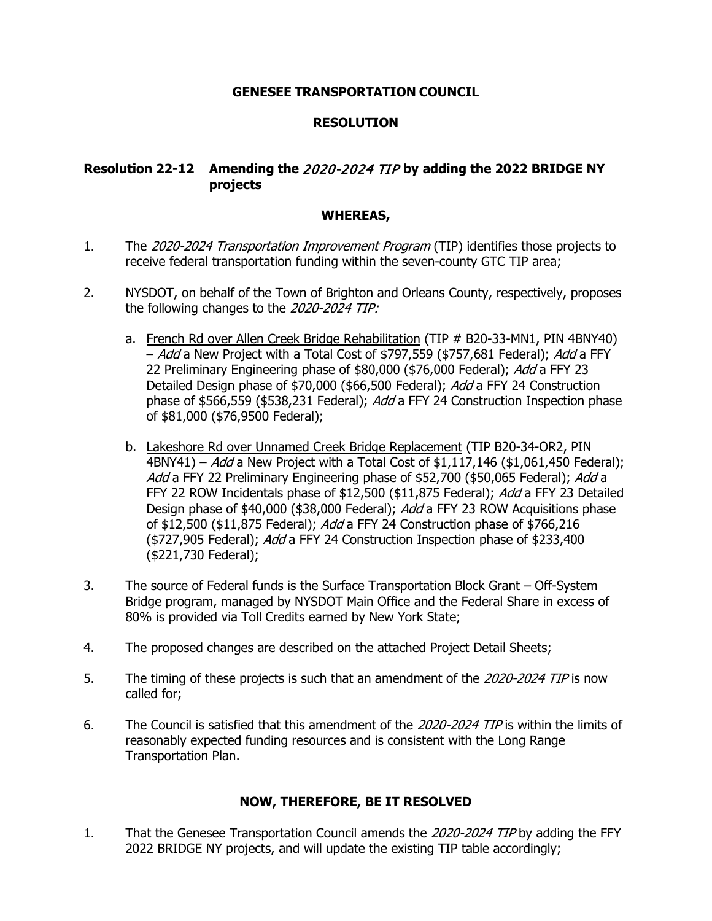**GENESEE TRANSPORTATION COUNCIL**

**RESOLUTION**

**Resolution 22-12 Amending the *2020-2024 TIP* by adding the 2022 BRIDGE NY projects**

**WHEREAS,**

1. The *2020-2024 Transportation Improvement Program* (TIP) identifies those projects to receive federal transportation funding within the seven-county GTC TIP area;

2. NYSDOT, on behalf of the Town of Brighton and Orleans County, respectively, proposes the following changes to the *2020-2024 TIP:*

   a. <u>French Rd over Allen Creek Bridge Rehabilitation</u> (TIP # B20-33-MN1, PIN 4BNY40) – *Add* a New Project with a Total Cost of $797,559 ($757,681 Federal); *Add* a FFY 22 Preliminary Engineering phase of $80,000 ($76,000 Federal); *Add* a FFY 23 Detailed Design phase of $70,000 ($66,500 Federal); *Add* a FFY 24 Construction phase of $566,559 ($538,231 Federal); *Add* a FFY 24 Construction Inspection phase of $81,000 ($76,9500 Federal);

   b. <u>Lakeshore Rd over Unnamed Creek Bridge Replacement</u> (TIP B20-34-OR2, PIN 4BNY41) – *Add* a New Project with a Total Cost of $1,117,146 ($1,061,450 Federal); *Add* a FFY 22 Preliminary Engineering phase of $52,700 ($50,065 Federal); *Add* a FFY 22 ROW Incidentals phase of $12,500 ($11,875 Federal); *Add* a FFY 23 Detailed Design phase of $40,000 ($38,000 Federal); *Add* a FFY 23 ROW Acquisitions phase of $12,500 ($11,875 Federal); *Add* a FFY 24 Construction phase of $766,216 ($727,905 Federal); *Add* a FFY 24 Construction Inspection phase of $233,400 ($221,730 Federal);

3. The source of Federal funds is the Surface Transportation Block Grant – Off-System Bridge program, managed by NYSDOT Main Office and the Federal Share in excess of 80% is provided via Toll Credits earned by New York State;

4. The proposed changes are described on the attached Project Detail Sheets;

5. The timing of these projects is such that an amendment of the *2020-2024 TIP* is now called for;

6. The Council is satisfied that this amendment of the *2020-2024 TIP* is within the limits of reasonably expected funding resources and is consistent with the Long Range Transportation Plan.

**NOW, THEREFORE, BE IT RESOLVED**

1. That the Genesee Transportation Council amends the *2020-2024 TIP* by adding the FFY 2022 BRIDGE NY projects, and will update the existing TIP table accordingly;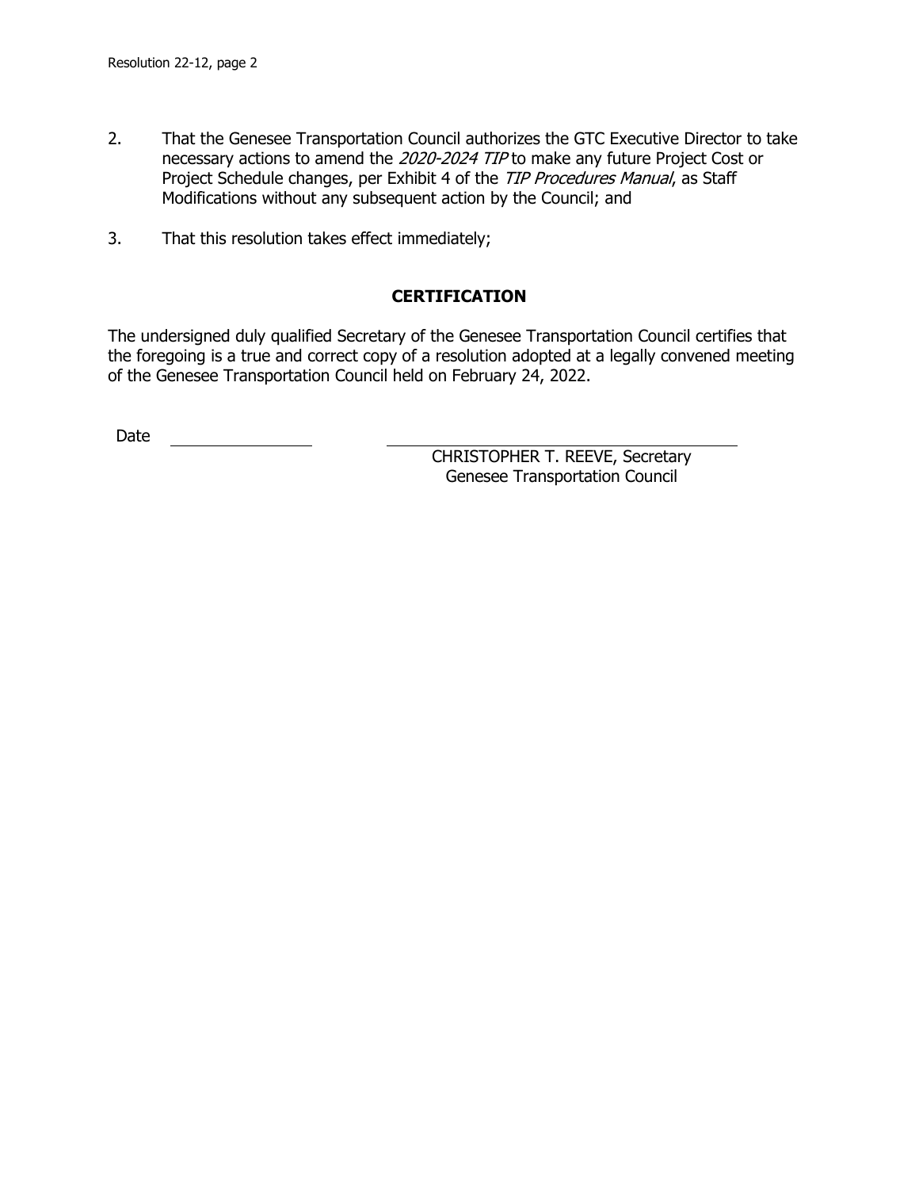2. That the Genesee Transportation Council authorizes the GTC Executive Director to take necessary actions to amend the *2020-2024 TIP* to make any future Project Cost or Project Schedule changes, per Exhibit 4 of the *TIP Procedures Manual*, as Staff Modifications without any subsequent action by the Council; and

3. That this resolution takes effect immediately;

## CERTIFICATION

The undersigned duly qualified Secretary of the Genesee Transportation Council certifies that the foregoing is a true and correct copy of a resolution adopted at a legally convened meeting of the Genesee Transportation Council held on February 24, 2022.

Date \_\_\_\_\_\_\_\_\_\_\_\_\_\_\_\_

\_\_\_\_\_\_\_\_\_\_\_\_\_\_\_\_\_\_\_\_\_\_\_\_\_\_\_\_\_\_\_\_\_\_\_\_

CHRISTOPHER T. REEVE, Secretary
Genesee Transportation Council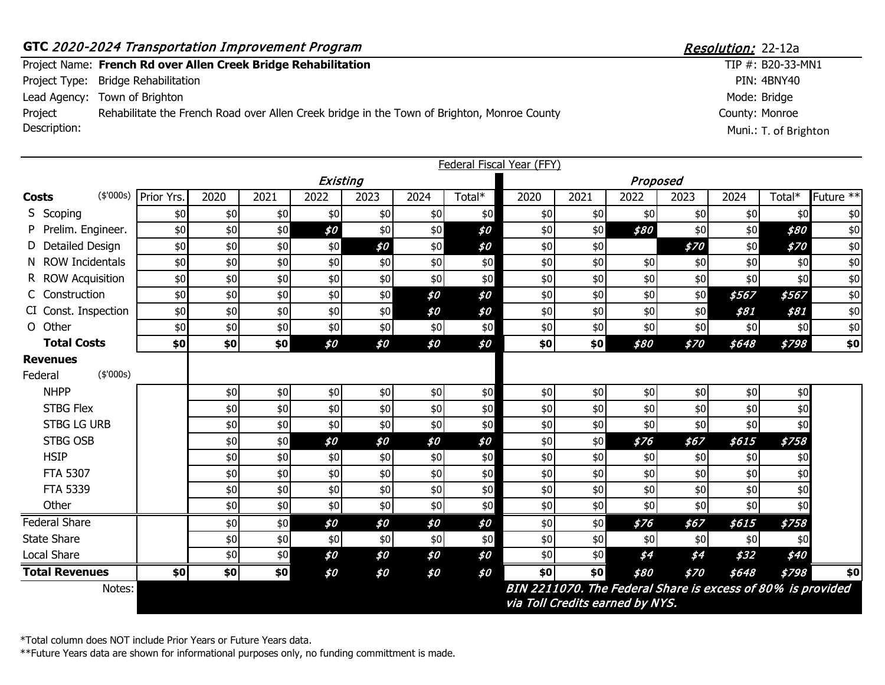**GTC** *2020-2024 Transportation Improvement Program*

***Resolution:*** 22-12a

Project Name: **French Rd over Allen Creek Bridge Rehabilitation**
Project Type: Bridge Rehabilitation
Lead Agency: Town of Brighton
Project Description: Rehabilitate the French Road over Allen Creek bridge in the Town of Brighton, Monroe County

TIP #: B20-33-MN1
PIN: 4BNY40
Mode: Bridge
County: Monroe
Muni.: T. of Brighton

Federal Fiscal Year (FFY)

| Costs ($'000s) | Prior Yrs. | Existing 2020 | Existing 2021 | Existing 2022 | Existing 2023 | Existing 2024 | Existing Total* | Proposed 2020 | Proposed 2021 | Proposed 2022 | Proposed 2023 | Proposed 2024 | Proposed Total* | Future ** |
|---|---|---|---|---|---|---|---|---|---|---|---|---|---|---|
| S Scoping | $0 | $0 | $0 | $0 | $0 | $0 | $0 | $0 | $0 | $0 | $0 | $0 | $0 | $0 |
| P Prelim. Engineer. | $0 | $0 | $0 | *$0* | $0 | $0 | *$0* | $0 | $0 | *$80* | $0 | $0 | *$80* | $0 |
| D Detailed Design | $0 | $0 | $0 | $0 | *$0* | $0 | *$0* | $0 | $0 | | *$70* | $0 | *$70* | $0 |
| N ROW Incidentals | $0 | $0 | $0 | $0 | $0 | $0 | $0 | $0 | $0 | $0 | $0 | $0 | $0 | $0 |
| R ROW Acquisition | $0 | $0 | $0 | $0 | $0 | $0 | $0 | $0 | $0 | $0 | $0 | $0 | $0 | $0 |
| C Construction | $0 | $0 | $0 | $0 | $0 | *$0* | *$0* | $0 | $0 | $0 | $0 | *$567* | *$567* | $0 |
| CI Const. Inspection | $0 | $0 | $0 | $0 | $0 | *$0* | *$0* | $0 | $0 | $0 | $0 | *$81* | *$81* | $0 |
| O Other | $0 | $0 | $0 | $0 | $0 | $0 | $0 | $0 | $0 | $0 | $0 | $0 | $0 | $0 |
| **Total Costs** | **$0** | **$0** | **$0** | *$0* | *$0* | *$0* | *$0* | **$0** | **$0** | *$80* | *$70* | *$648* | *$798* | **$0** |
| **Revenues** | | | | | | | | | | | | | | |
| Federal ($'000s) | | | | | | | | | | | | | | |
| NHPP | | $0 | $0 | $0 | $0 | $0 | $0 | $0 | $0 | $0 | $0 | $0 | $0 | |
| STBG Flex | | $0 | $0 | $0 | $0 | $0 | $0 | $0 | $0 | $0 | $0 | $0 | $0 | |
| STBG LG URB | | $0 | $0 | $0 | $0 | $0 | $0 | $0 | $0 | $0 | $0 | $0 | $0 | |
| STBG OSB | | $0 | $0 | *$0* | *$0* | *$0* | *$0* | $0 | $0 | *$76* | *$67* | *$615* | *$758* | |
| HSIP | | $0 | $0 | $0 | $0 | $0 | $0 | $0 | $0 | $0 | $0 | $0 | $0 | |
| FTA 5307 | | $0 | $0 | $0 | $0 | $0 | $0 | $0 | $0 | $0 | $0 | $0 | $0 | |
| FTA 5339 | | $0 | $0 | $0 | $0 | $0 | $0 | $0 | $0 | $0 | $0 | $0 | $0 | |
| Other | | $0 | $0 | $0 | $0 | $0 | $0 | $0 | $0 | $0 | $0 | $0 | $0 | |
| Federal Share | | $0 | $0 | *$0* | *$0* | *$0* | *$0* | $0 | $0 | *$76* | *$67* | *$615* | *$758* | |
| State Share | | $0 | $0 | $0 | $0 | $0 | $0 | $0 | $0 | $0 | $0 | $0 | $0 | |
| Local Share | | $0 | $0 | *$0* | *$0* | *$0* | *$0* | $0 | $0 | *$4* | *$4* | *$32* | *$40* | |
| **Total Revenues** | **$0** | **$0** | **$0** | *$0* | *$0* | *$0* | *$0* | **$0** | **$0** | *$80* | *$70* | *$648* | *$798* | **$0** |

Notes: *BIN 2211070. The Federal Share is excess of 80% is provided via Toll Credits earned by NYS.*

*Total column does NOT include Prior Years or Future Years data.
**Future Years data are shown for informational purposes only, no funding committment is made.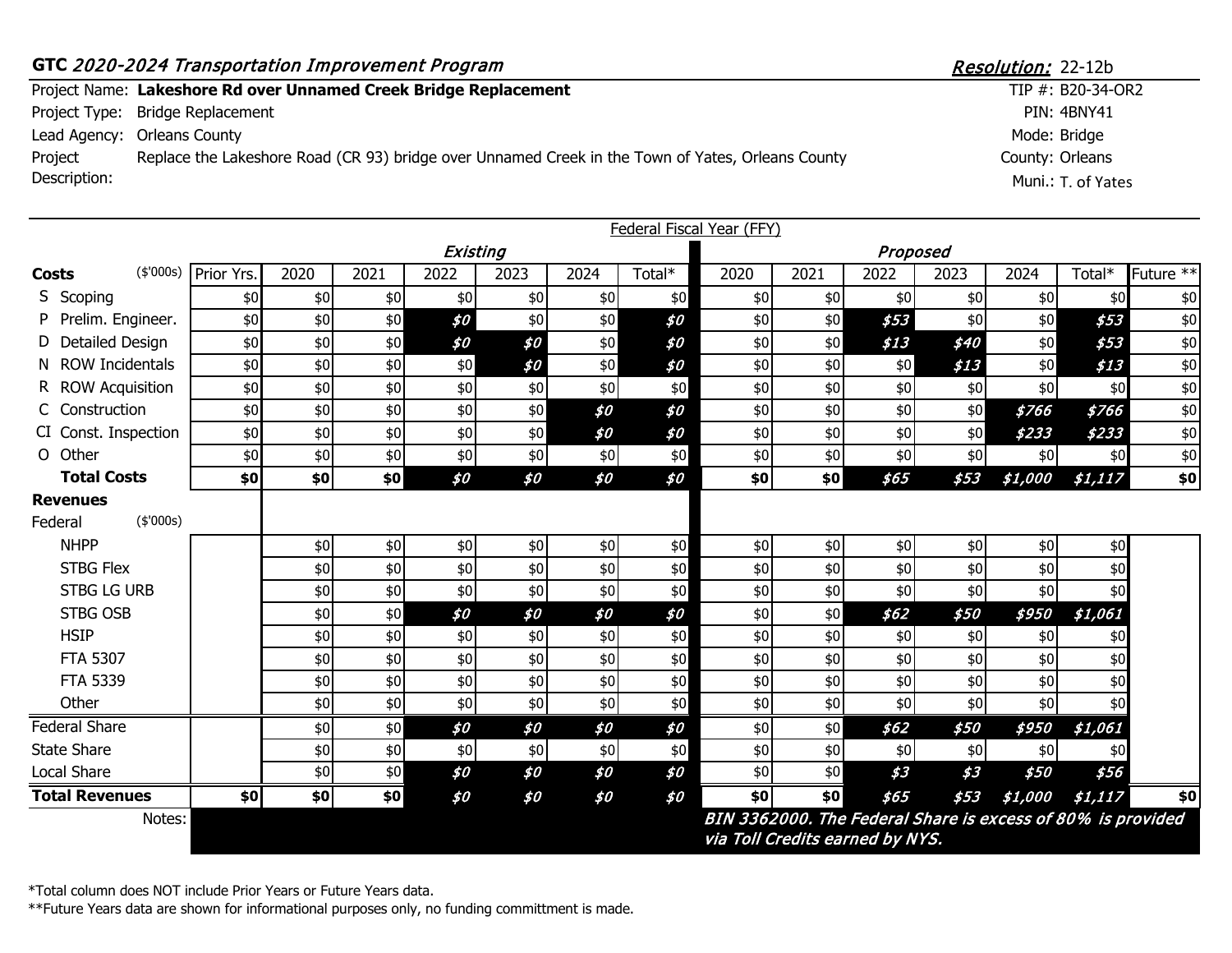**GTC** *2020-2024 Transportation Improvement Program*

***Resolution:*** 22-12b

| | | | |
|---|---|---|---|
| Project Name: | **Lakeshore Rd over Unnamed Creek Bridge Replacement** | TIP #: | B20-34-OR2 |
| Project Type: | Bridge Replacement | PIN: | 4BNY41 |
| Lead Agency: | Orleans County | Mode: | Bridge |
| Project Description: | Replace the Lakeshore Road (CR 93) bridge over Unnamed Creek in the Town of Yates, Orleans County | County: | Orleans |
| | | Muni.: | T. of Yates |

| | | Federal Fiscal Year (FFY) | | | | | | | | | | | | | |
|---|---|---|---|---|---|---|---|---|---|---|---|---|---|---|---|
| | | | *Existing* | | | | | | *Proposed* | | | | | | |
| **Costs** ($'000s) | Prior Yrs. | 2020 | 2021 | 2022 | 2023 | 2024 | Total* | 2020 | 2021 | 2022 | 2023 | 2024 | Total* | Future ** |
| S Scoping | $0 | $0 | $0 | $0 | $0 | $0 | $0 | $0 | $0 | $0 | $0 | $0 | $0 | $0 |
| P Prelim. Engineer. | $0 | $0 | $0 | *$0* | $0 | $0 | *$0* | $0 | $0 | *$53* | $0 | $0 | *$53* | $0 |
| D Detailed Design | $0 | $0 | $0 | *$0* | *$0* | $0 | *$0* | $0 | $0 | *$13* | *$40* | $0 | *$53* | $0 |
| N ROW Incidentals | $0 | $0 | $0 | $0 | *$0* | $0 | *$0* | $0 | $0 | $0 | *$13* | $0 | *$13* | $0 |
| R ROW Acquisition | $0 | $0 | $0 | $0 | $0 | $0 | $0 | $0 | $0 | $0 | $0 | $0 | $0 | $0 |
| C Construction | $0 | $0 | $0 | $0 | $0 | *$0* | *$0* | $0 | $0 | $0 | $0 | *$766* | *$766* | $0 |
| CI Const. Inspection | $0 | $0 | $0 | $0 | $0 | *$0* | *$0* | $0 | $0 | $0 | $0 | *$233* | *$233* | $0 |
| O Other | $0 | $0 | $0 | $0 | $0 | $0 | $0 | $0 | $0 | $0 | $0 | $0 | $0 | $0 |
| **Total Costs** | **$0** | **$0** | **$0** | *$0* | *$0* | *$0* | *$0* | **$0** | **$0** | *$65* | *$53* | *$1,000* | *$1,117* | **$0** |
| **Revenues** | | | | | | | | | | | | | | |
| Federal ($'000s) | | | | | | | | | | | | | | |
| NHPP | | $0 | $0 | $0 | $0 | $0 | $0 | $0 | $0 | $0 | $0 | $0 | $0 | |
| STBG Flex | | $0 | $0 | $0 | $0 | $0 | $0 | $0 | $0 | $0 | $0 | $0 | $0 | |
| STBG LG URB | | $0 | $0 | $0 | $0 | $0 | $0 | $0 | $0 | $0 | $0 | $0 | $0 | |
| STBG OSB | | $0 | $0 | *$0* | *$0* | *$0* | *$0* | $0 | $0 | *$62* | *$50* | *$950* | *$1,061* | |
| HSIP | | $0 | $0 | $0 | $0 | $0 | $0 | $0 | $0 | $0 | $0 | $0 | $0 | |
| FTA 5307 | | $0 | $0 | $0 | $0 | $0 | $0 | $0 | $0 | $0 | $0 | $0 | $0 | |
| FTA 5339 | | $0 | $0 | $0 | $0 | $0 | $0 | $0 | $0 | $0 | $0 | $0 | $0 | |
| Other | | $0 | $0 | $0 | $0 | $0 | $0 | $0 | $0 | $0 | $0 | $0 | $0 | |
| Federal Share | | $0 | $0 | *$0* | *$0* | *$0* | *$0* | $0 | $0 | *$62* | *$50* | *$950* | *$1,061* | |
| State Share | | $0 | $0 | $0 | $0 | $0 | $0 | $0 | $0 | $0 | $0 | $0 | $0 | |
| Local Share | | $0 | $0 | *$0* | *$0* | *$0* | *$0* | $0 | $0 | *$3* | *$3* | *$50* | *$56* | |
| **Total Revenues** | **$0** | **$0** | **$0** | *$0* | *$0* | *$0* | *$0* | **$0** | **$0** | *$65* | *$53* | *$1,000* | *$1,117* | **$0** |
| Notes: | | | | | | | | *BIN 3362000. The Federal Share is excess of 80% is provided via Toll Credits earned by NYS.* | | | | | | |

*Total column does NOT include Prior Years or Future Years data.

**Future Years data are shown for informational purposes only, no funding committment is made.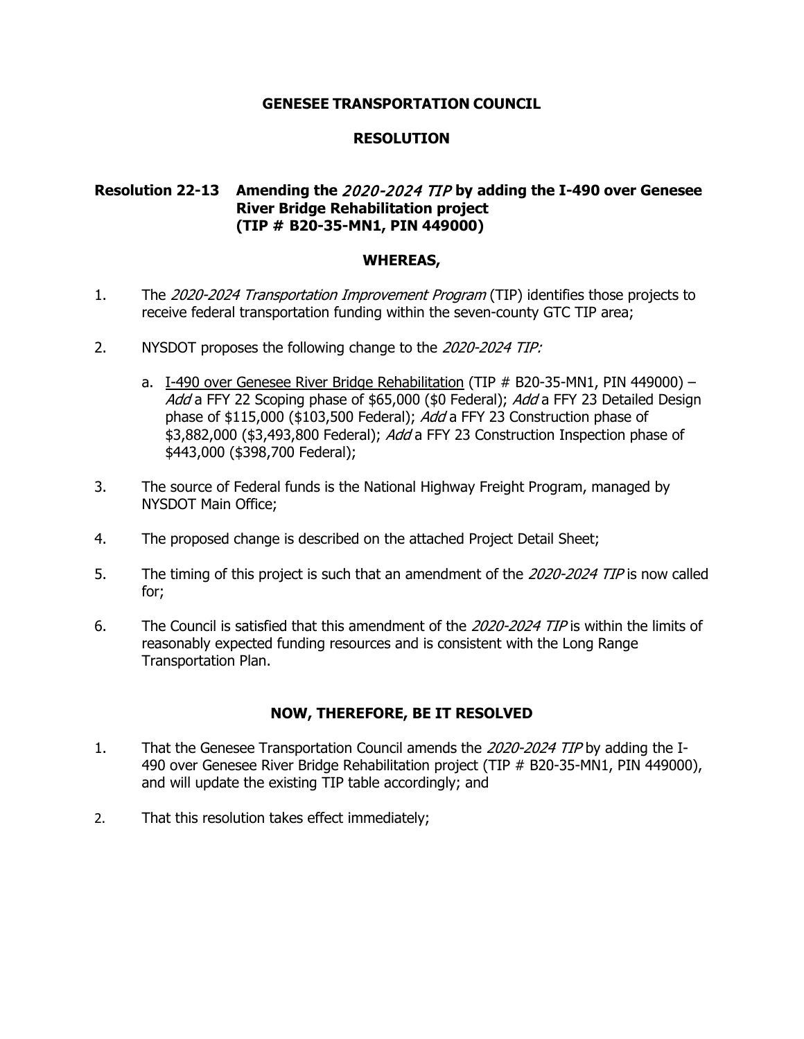**GENESEE TRANSPORTATION COUNCIL**

**RESOLUTION**

**Resolution 22-13 Amending the *2020-2024 TIP* by adding the I-490 over Genesee River Bridge Rehabilitation project (TIP # B20-35-MN1, PIN 449000)**

**WHEREAS,**

1. The *2020-2024 Transportation Improvement Program* (TIP) identifies those projects to receive federal transportation funding within the seven-county GTC TIP area;

2. NYSDOT proposes the following change to the *2020-2024 TIP:*

   a. I-490 over Genesee River Bridge Rehabilitation (TIP # B20-35-MN1, PIN 449000) – *Add* a FFY 22 Scoping phase of $65,000 ($0 Federal); *Add* a FFY 23 Detailed Design phase of $115,000 ($103,500 Federal); *Add* a FFY 23 Construction phase of $3,882,000 ($3,493,800 Federal); *Add* a FFY 23 Construction Inspection phase of $443,000 ($398,700 Federal);

3. The source of Federal funds is the National Highway Freight Program, managed by NYSDOT Main Office;

4. The proposed change is described on the attached Project Detail Sheet;

5. The timing of this project is such that an amendment of the *2020-2024 TIP* is now called for;

6. The Council is satisfied that this amendment of the *2020-2024 TIP* is within the limits of reasonably expected funding resources and is consistent with the Long Range Transportation Plan.

**NOW, THEREFORE, BE IT RESOLVED**

1. That the Genesee Transportation Council amends the *2020-2024 TIP* by adding the I-490 over Genesee River Bridge Rehabilitation project (TIP # B20-35-MN1, PIN 449000), and will update the existing TIP table accordingly; and

2. That this resolution takes effect immediately;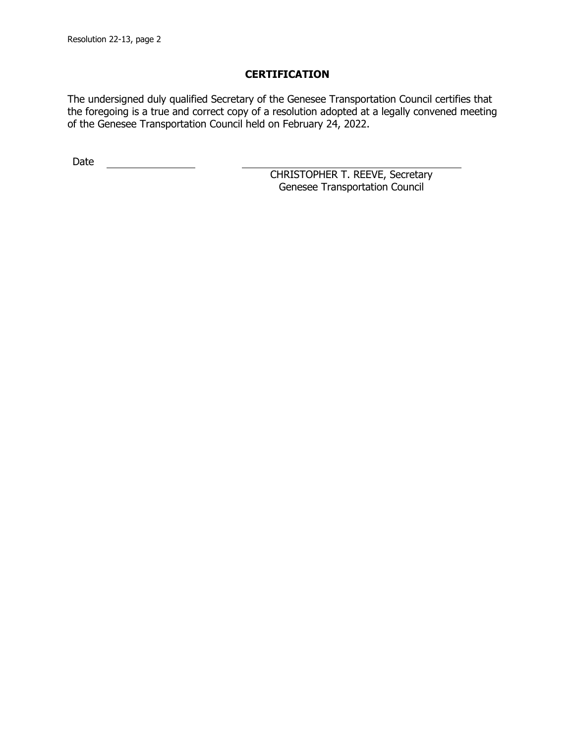## CERTIFICATION

The undersigned duly qualified Secretary of the Genesee Transportation Council certifies that the foregoing is a true and correct copy of a resolution adopted at a legally convened meeting of the Genesee Transportation Council held on February 24, 2022.

Date ________________

______________________________________
CHRISTOPHER T. REEVE, Secretary
Genesee Transportation Council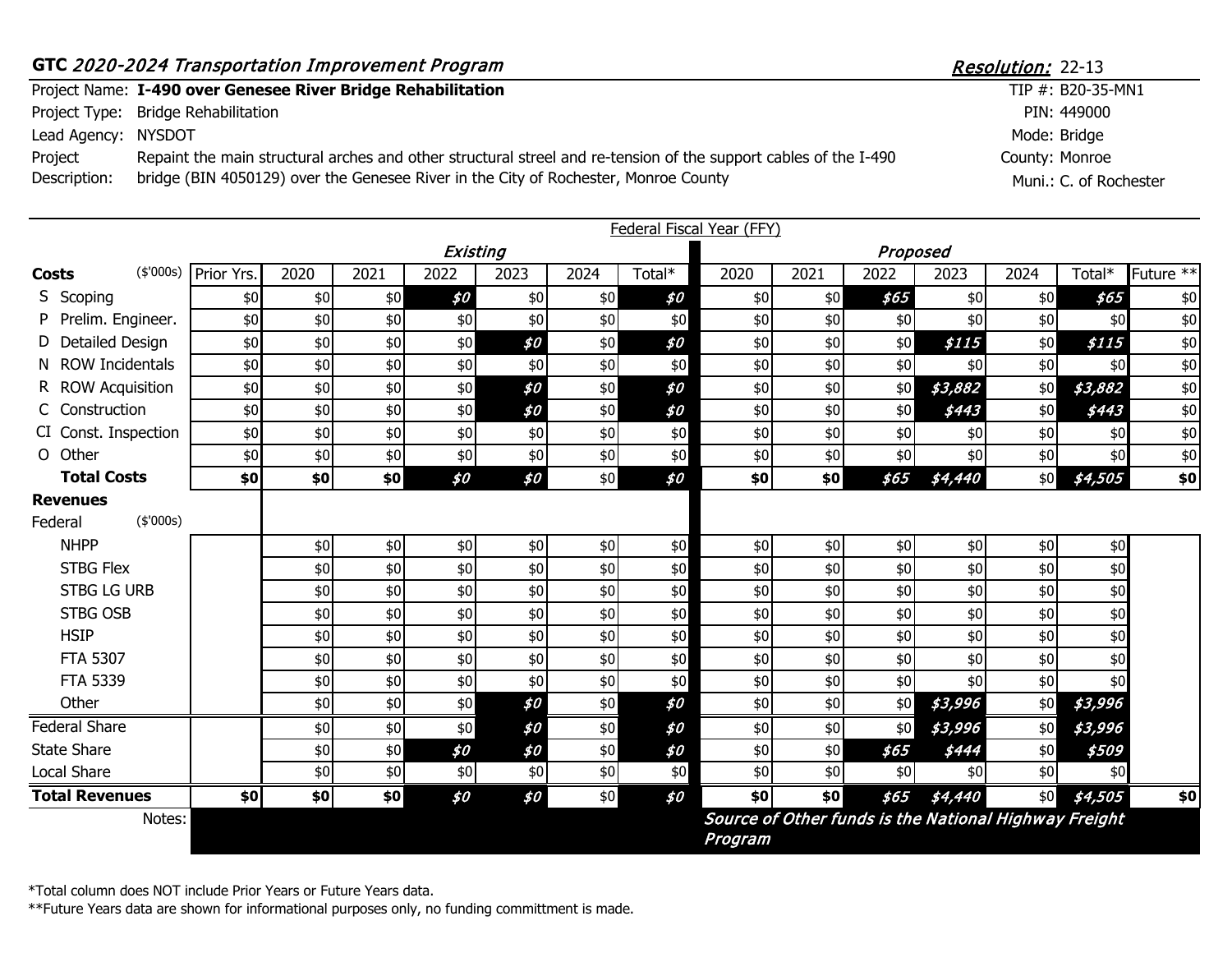**GTC** *2020-2024 Transportation Improvement Program* | ***Resolution:*** 22-13

Project Name: **I-490 over Genesee River Bridge Rehabilitation** | TIP #: B20-35-MN1
Project Type: Bridge Rehabilitation | PIN: 449000
Lead Agency: NYSDOT | Mode: Bridge
Project Description: Repaint the main structural arches and other structural streel and re-tension of the support cables of the I-490 bridge (BIN 4050129) over the Genesee River in the City of Rochester, Monroe County | County: Monroe | Muni.: C. of Rochester

| | | Federal Fiscal Year (FFY) | | | | | | | | | | | | | |
|---|---|---|---|---|---|---|---|---|---|---|---|---|---|---|---|
| | | *Existing* | | | | | | *Proposed* | | | | | | | |
| **Costs** ($'000s) | Prior Yrs. | 2020 | 2021 | 2022 | 2023 | 2024 | Total* | 2020 | 2021 | 2022 | 2023 | 2024 | Total* | Future ** |
| S Scoping | $0 | $0 | $0 | *$0* | $0 | $0 | *$0* | $0 | $0 | *$65* | $0 | $0 | *$65* | $0 |
| P Prelim. Engineer. | $0 | $0 | $0 | $0 | $0 | $0 | $0 | $0 | $0 | $0 | $0 | $0 | $0 | $0 |
| D Detailed Design | $0 | $0 | $0 | $0 | *$0* | $0 | *$0* | $0 | $0 | $0 | *$115* | $0 | *$115* | $0 |
| N ROW Incidentals | $0 | $0 | $0 | $0 | $0 | $0 | $0 | $0 | $0 | $0 | $0 | $0 | $0 | $0 |
| R ROW Acquisition | $0 | $0 | $0 | $0 | *$0* | $0 | *$0* | $0 | $0 | $0 | *$3,882* | $0 | *$3,882* | $0 |
| C Construction | $0 | $0 | $0 | $0 | *$0* | $0 | *$0* | $0 | $0 | $0 | *$443* | $0 | *$443* | $0 |
| CI Const. Inspection | $0 | $0 | $0 | $0 | $0 | $0 | $0 | $0 | $0 | $0 | $0 | $0 | $0 | $0 |
| O Other | $0 | $0 | $0 | $0 | $0 | $0 | $0 | $0 | $0 | $0 | $0 | $0 | $0 | $0 |
| **Total Costs** | **$0** | **$0** | **$0** | *$0* | *$0* | $0 | *$0* | **$0** | **$0** | *$65* | *$4,440* | $0 | *$4,505* | **$0** |
| **Revenues** | | | | | | | | | | | | | | |
| Federal ($'000s) | | | | | | | | | | | | | | |
| NHPP | | $0 | $0 | $0 | $0 | $0 | $0 | $0 | $0 | $0 | $0 | $0 | $0 | |
| STBG Flex | | $0 | $0 | $0 | $0 | $0 | $0 | $0 | $0 | $0 | $0 | $0 | $0 | |
| STBG LG URB | | $0 | $0 | $0 | $0 | $0 | $0 | $0 | $0 | $0 | $0 | $0 | $0 | |
| STBG OSB | | $0 | $0 | $0 | $0 | $0 | $0 | $0 | $0 | $0 | $0 | $0 | $0 | |
| HSIP | | $0 | $0 | $0 | $0 | $0 | $0 | $0 | $0 | $0 | $0 | $0 | $0 | |
| FTA 5307 | | $0 | $0 | $0 | $0 | $0 | $0 | $0 | $0 | $0 | $0 | $0 | $0 | |
| FTA 5339 | | $0 | $0 | $0 | $0 | $0 | $0 | $0 | $0 | $0 | $0 | $0 | $0 | |
| Other | | $0 | $0 | $0 | *$0* | $0 | *$0* | $0 | $0 | $0 | *$3,996* | $0 | *$3,996* | |
| Federal Share | | $0 | $0 | $0 | *$0* | $0 | *$0* | $0 | $0 | $0 | *$3,996* | $0 | *$3,996* | |
| State Share | | $0 | $0 | *$0* | *$0* | $0 | *$0* | $0 | $0 | *$65* | *$444* | $0 | *$509* | |
| Local Share | | $0 | $0 | $0 | $0 | $0 | $0 | $0 | $0 | $0 | $0 | $0 | $0 | |
| **Total Revenues** | **$0** | **$0** | **$0** | *$0* | *$0* | $0 | *$0* | **$0** | **$0** | *$65* | *$4,440* | $0 | *$4,505* | **$0** |

Notes: *Source of Other funds is the National Highway Freight Program*

*Total column does NOT include Prior Years or Future Years data.
**Future Years data are shown for informational purposes only, no funding committment is made.